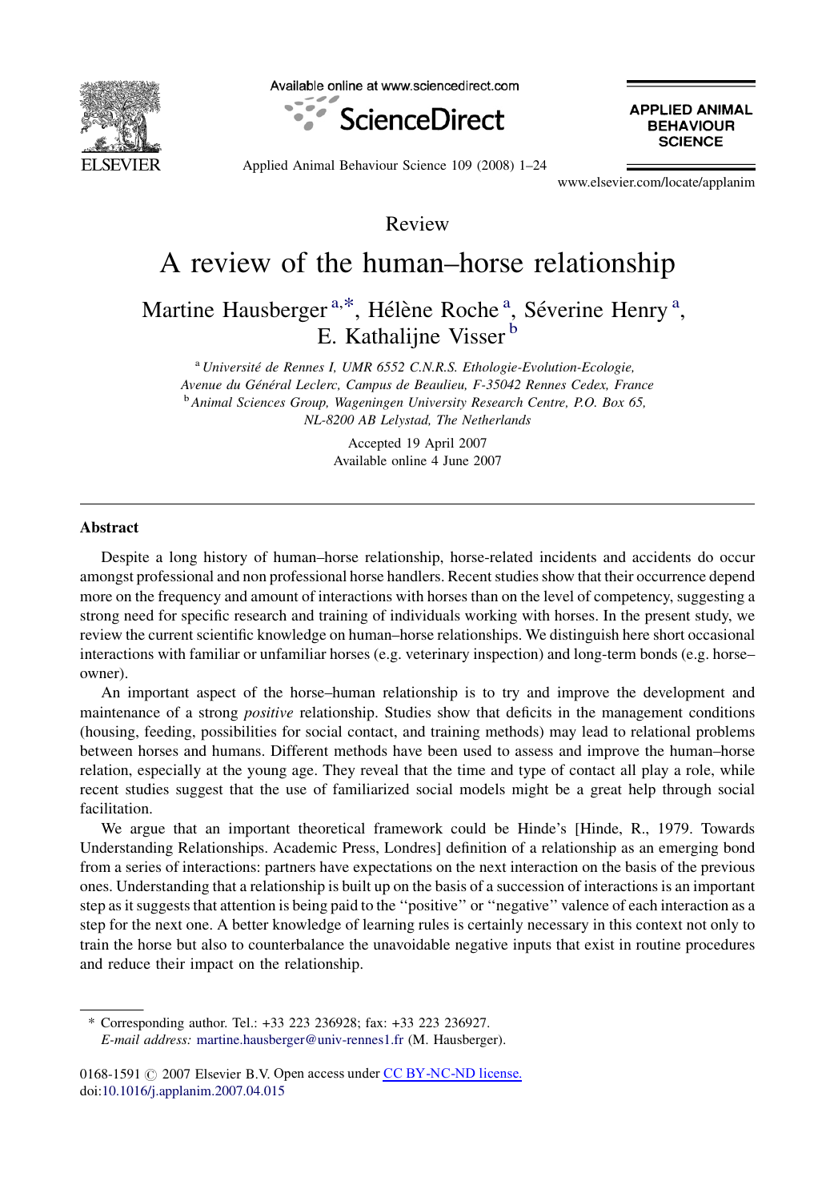Review

# A review of the human–horse relationship

Martine Hausberger [a,*], Hélène Roche [a], Séverine Henry [a], E. Kathalijne Visser [b]

[a] *Université de Rennes I, UMR 6552 C.N.R.S. Ethologie-Evolution-Ecologie, Avenue du Général Leclerc, Campus de Beaulieu, F-35042 Rennes Cedex, France*

[b] *Animal Sciences Group, Wageningen University Research Centre, P.O. Box 65, NL-8200 AB Lelystad, The Netherlands*

Accepted 19 April 2007
Available online 4 June 2007

## Abstract

Despite a long history of human–horse relationship, horse-related incidents and accidents do occur amongst professional and non professional horse handlers. Recent studies show that their occurrence depend more on the frequency and amount of interactions with horses than on the level of competency, suggesting a strong need for specific research and training of individuals working with horses. In the present study, we review the current scientific knowledge on human–horse relationships. We distinguish here short occasional interactions with familiar or unfamiliar horses (e.g. veterinary inspection) and long-term bonds (e.g. horse–owner).

An important aspect of the horse–human relationship is to try and improve the development and maintenance of a strong *positive* relationship. Studies show that deficits in the management conditions (housing, feeding, possibilities for social contact, and training methods) may lead to relational problems between horses and humans. Different methods have been used to assess and improve the human–horse relation, especially at the young age. They reveal that the time and type of contact all play a role, while recent studies suggest that the use of familiarized social models might be a great help through social facilitation.

We argue that an important theoretical framework could be Hinde's [Hinde, R., 1979. Towards Understanding Relationships. Academic Press, Londres] definition of a relationship as an emerging bond from a series of interactions: partners have expectations on the next interaction on the basis of the previous ones. Understanding that a relationship is built up on the basis of a succession of interactions is an important step as it suggests that attention is being paid to the ''positive'' or ''negative'' valence of each interaction as a step for the next one. A better knowledge of learning rules is certainly necessary in this context not only to train the horse but also to counterbalance the unavoidable negative inputs that exist in routine procedures and reduce their impact on the relationship.

---

\* Corresponding author. Tel.: +33 223 236928; fax: +33 223 236927.
*E-mail address:* martine.hausberger@univ-rennes1.fr (M. Hausberger).

0168-1591 © 2007 Elsevier B.V. Open access under CC BY-NC-ND license.
doi:10.1016/j.applanim.2007.04.015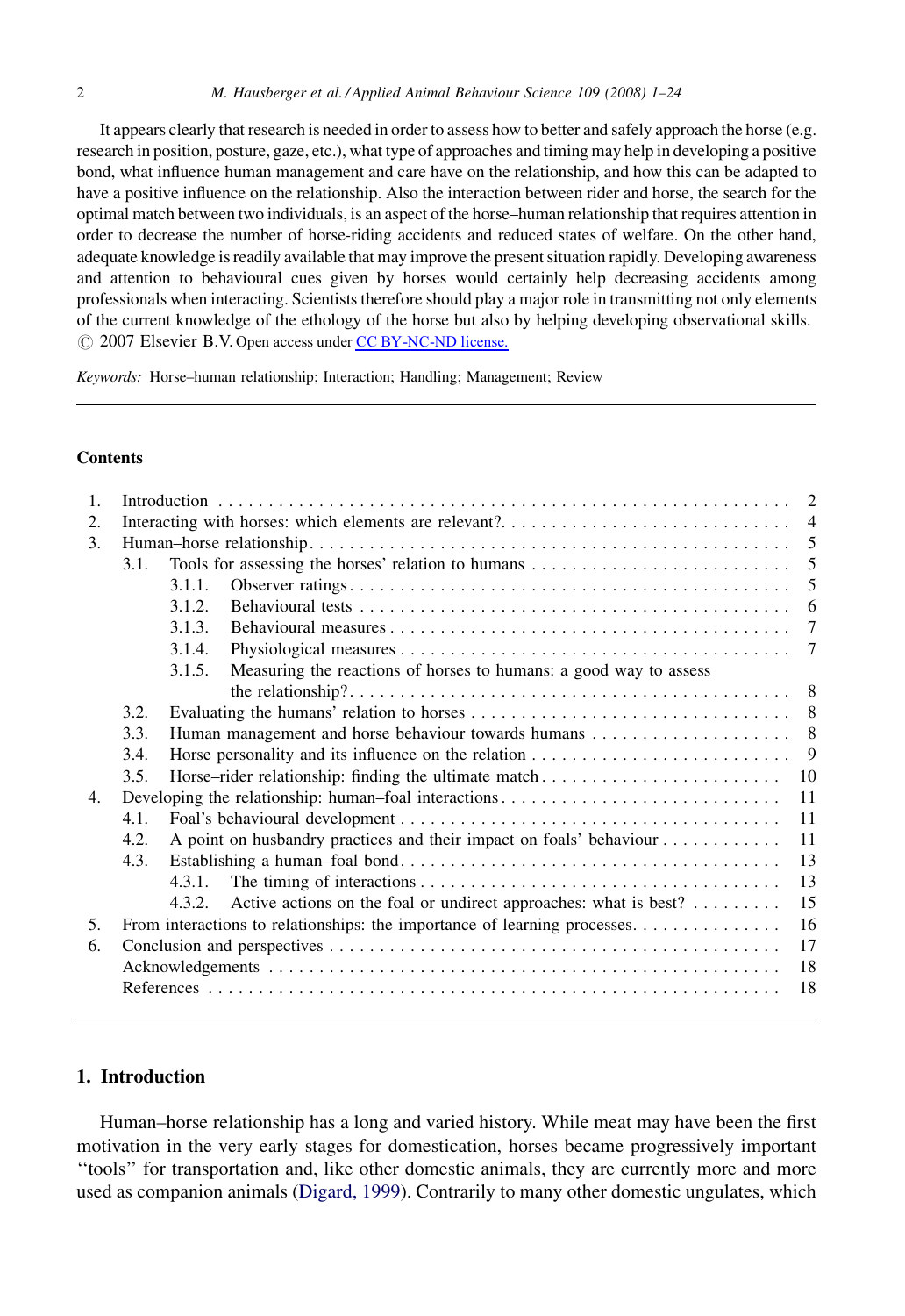It appears clearly that research is needed in order to assess how to better and safely approach the horse (e.g. research in position, posture, gaze, etc.), what type of approaches and timing may help in developing a positive bond, what influence human management and care have on the relationship, and how this can be adapted to have a positive influence on the relationship. Also the interaction between rider and horse, the search for the optimal match between two individuals, is an aspect of the horse–human relationship that requires attention in order to decrease the number of horse-riding accidents and reduced states of welfare. On the other hand, adequate knowledge is readily available that may improve the present situation rapidly. Developing awareness and attention to behavioural cues given by horses would certainly help decreasing accidents among professionals when interacting. Scientists therefore should play a major role in transmitting not only elements of the current knowledge of the ethology of the horse but also by helping developing observational skills.
© 2007 Elsevier B.V. Open access under CC BY-NC-ND license.

*Keywords:* Horse–human relationship; Interaction; Handling; Management; Review

**Contents**

| | | |
|---|---|---|
| 1. | Introduction | 2 |
| 2. | Interacting with horses: which elements are relevant? | 4 |
| 3. | Human–horse relationship | 5 |
| | 3.1. Tools for assessing the horses' relation to humans | 5 |
| | 3.1.1. Observer ratings | 5 |
| | 3.1.2. Behavioural tests | 6 |
| | 3.1.3. Behavioural measures | 7 |
| | 3.1.4. Physiological measures | 7 |
| | 3.1.5. Measuring the reactions of horses to humans: a good way to assess the relationship? | 8 |
| | 3.2. Evaluating the humans' relation to horses | 8 |
| | 3.3. Human management and horse behaviour towards humans | 8 |
| | 3.4. Horse personality and its influence on the relation | 9 |
| | 3.5. Horse–rider relationship: finding the ultimate match | 10 |
| 4. | Developing the relationship: human–foal interactions | 11 |
| | 4.1. Foal's behavioural development | 11 |
| | 4.2. A point on husbandry practices and their impact on foals' behaviour | 11 |
| | 4.3. Establishing a human–foal bond | 13 |
| | 4.3.1. The timing of interactions | 13 |
| | 4.3.2. Active actions on the foal or undirect approaches: what is best? | 15 |
| 5. | From interactions to relationships: the importance of learning processes | 16 |
| 6. | Conclusion and perspectives | 17 |
| | Acknowledgements | 18 |
| | References | 18 |

## 1. Introduction

Human–horse relationship has a long and varied history. While meat may have been the first motivation in the very early stages for domestication, horses became progressively important ''tools'' for transportation and, like other domestic animals, they are currently more and more used as companion animals (Digard, 1999). Contrarily to many other domestic ungulates, which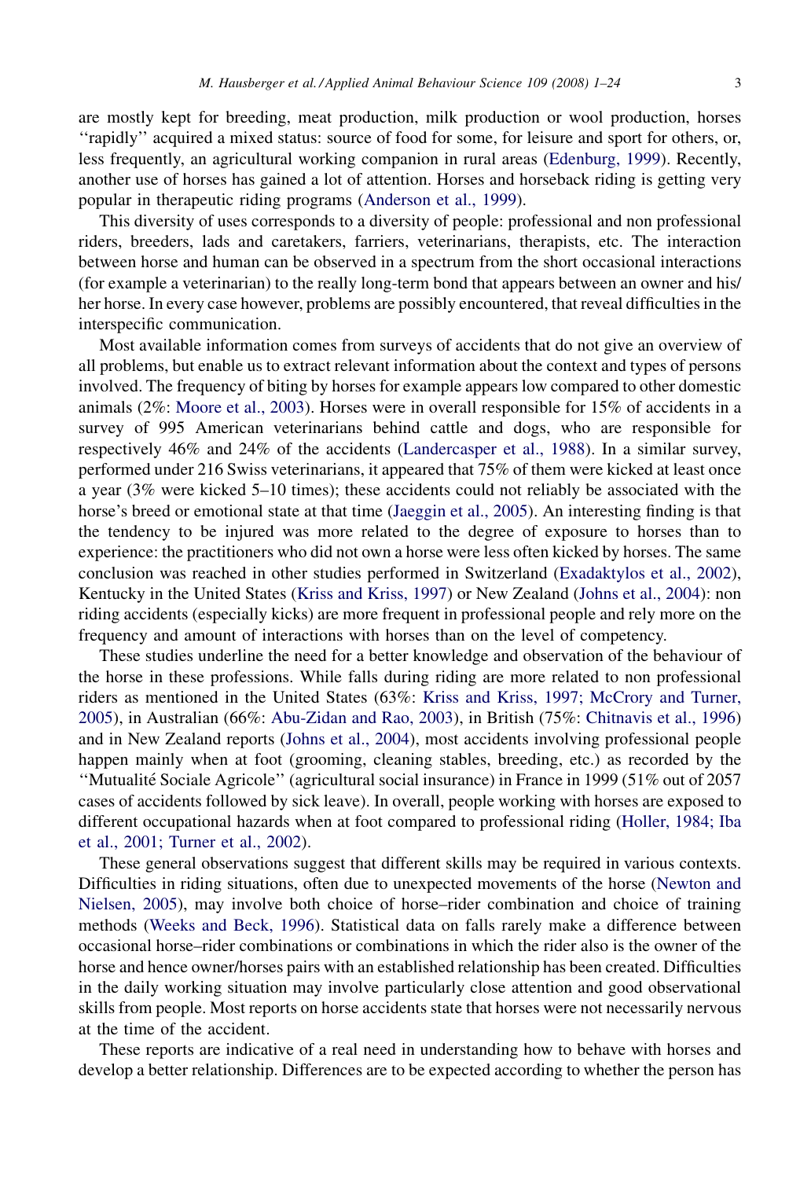are mostly kept for breeding, meat production, milk production or wool production, horses ''rapidly'' acquired a mixed status: source of food for some, for leisure and sport for others, or, less frequently, an agricultural working companion in rural areas (Edenburg, 1999). Recently, another use of horses has gained a lot of attention. Horses and horseback riding is getting very popular in therapeutic riding programs (Anderson et al., 1999).

This diversity of uses corresponds to a diversity of people: professional and non professional riders, breeders, lads and caretakers, farriers, veterinarians, therapists, etc. The interaction between horse and human can be observed in a spectrum from the short occasional interactions (for example a veterinarian) to the really long-term bond that appears between an owner and his/her horse. In every case however, problems are possibly encountered, that reveal difficulties in the interspecific communication.

Most available information comes from surveys of accidents that do not give an overview of all problems, but enable us to extract relevant information about the context and types of persons involved. The frequency of biting by horses for example appears low compared to other domestic animals (2%: Moore et al., 2003). Horses were in overall responsible for 15% of accidents in a survey of 995 American veterinarians behind cattle and dogs, who are responsible for respectively 46% and 24% of the accidents (Landercasper et al., 1988). In a similar survey, performed under 216 Swiss veterinarians, it appeared that 75% of them were kicked at least once a year (3% were kicked 5–10 times); these accidents could not reliably be associated with the horse's breed or emotional state at that time (Jaeggin et al., 2005). An interesting finding is that the tendency to be injured was more related to the degree of exposure to horses than to experience: the practitioners who did not own a horse were less often kicked by horses. The same conclusion was reached in other studies performed in Switzerland (Exadaktylos et al., 2002), Kentucky in the United States (Kriss and Kriss, 1997) or New Zealand (Johns et al., 2004): non riding accidents (especially kicks) are more frequent in professional people and rely more on the frequency and amount of interactions with horses than on the level of competency.

These studies underline the need for a better knowledge and observation of the behaviour of the horse in these professions. While falls during riding are more related to non professional riders as mentioned in the United States (63%: Kriss and Kriss, 1997; McCrory and Turner, 2005), in Australian (66%: Abu-Zidan and Rao, 2003), in British (75%: Chitnavis et al., 1996) and in New Zealand reports (Johns et al., 2004), most accidents involving professional people happen mainly when at foot (grooming, cleaning stables, breeding, etc.) as recorded by the ''Mutualité Sociale Agricole'' (agricultural social insurance) in France in 1999 (51% out of 2057 cases of accidents followed by sick leave). In overall, people working with horses are exposed to different occupational hazards when at foot compared to professional riding (Holler, 1984; Iba et al., 2001; Turner et al., 2002).

These general observations suggest that different skills may be required in various contexts. Difficulties in riding situations, often due to unexpected movements of the horse (Newton and Nielsen, 2005), may involve both choice of horse–rider combination and choice of training methods (Weeks and Beck, 1996). Statistical data on falls rarely make a difference between occasional horse–rider combinations or combinations in which the rider also is the owner of the horse and hence owner/horses pairs with an established relationship has been created. Difficulties in the daily working situation may involve particularly close attention and good observational skills from people. Most reports on horse accidents state that horses were not necessarily nervous at the time of the accident.

These reports are indicative of a real need in understanding how to behave with horses and develop a better relationship. Differences are to be expected according to whether the person has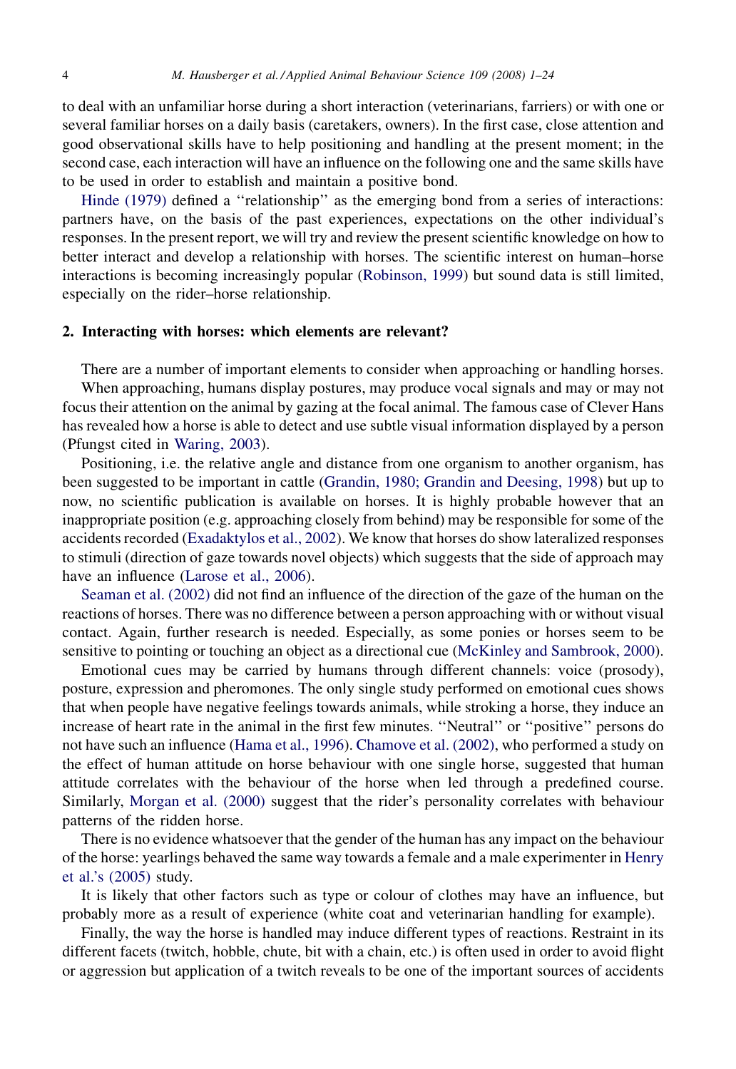to deal with an unfamiliar horse during a short interaction (veterinarians, farriers) or with one or several familiar horses on a daily basis (caretakers, owners). In the first case, close attention and good observational skills have to help positioning and handling at the present moment; in the second case, each interaction will have an influence on the following one and the same skills have to be used in order to establish and maintain a positive bond.

Hinde (1979) defined a ''relationship'' as the emerging bond from a series of interactions: partners have, on the basis of the past experiences, expectations on the other individual's responses. In the present report, we will try and review the present scientific knowledge on how to better interact and develop a relationship with horses. The scientific interest on human–horse interactions is becoming increasingly popular (Robinson, 1999) but sound data is still limited, especially on the rider–horse relationship.

## 2. Interacting with horses: which elements are relevant?

There are a number of important elements to consider when approaching or handling horses.

When approaching, humans display postures, may produce vocal signals and may or may not focus their attention on the animal by gazing at the focal animal. The famous case of Clever Hans has revealed how a horse is able to detect and use subtle visual information displayed by a person (Pfungst cited in Waring, 2003).

Positioning, i.e. the relative angle and distance from one organism to another organism, has been suggested to be important in cattle (Grandin, 1980; Grandin and Deesing, 1998) but up to now, no scientific publication is available on horses. It is highly probable however that an inappropriate position (e.g. approaching closely from behind) may be responsible for some of the accidents recorded (Exadaktylos et al., 2002). We know that horses do show lateralized responses to stimuli (direction of gaze towards novel objects) which suggests that the side of approach may have an influence (Larose et al., 2006).

Seaman et al. (2002) did not find an influence of the direction of the gaze of the human on the reactions of horses. There was no difference between a person approaching with or without visual contact. Again, further research is needed. Especially, as some ponies or horses seem to be sensitive to pointing or touching an object as a directional cue (McKinley and Sambrook, 2000).

Emotional cues may be carried by humans through different channels: voice (prosody), posture, expression and pheromones. The only single study performed on emotional cues shows that when people have negative feelings towards animals, while stroking a horse, they induce an increase of heart rate in the animal in the first few minutes. ''Neutral'' or ''positive'' persons do not have such an influence (Hama et al., 1996). Chamove et al. (2002), who performed a study on the effect of human attitude on horse behaviour with one single horse, suggested that human attitude correlates with the behaviour of the horse when led through a predefined course. Similarly, Morgan et al. (2000) suggest that the rider's personality correlates with behaviour patterns of the ridden horse.

There is no evidence whatsoever that the gender of the human has any impact on the behaviour of the horse: yearlings behaved the same way towards a female and a male experimenter in Henry et al.'s (2005) study.

It is likely that other factors such as type or colour of clothes may have an influence, but probably more as a result of experience (white coat and veterinarian handling for example).

Finally, the way the horse is handled may induce different types of reactions. Restraint in its different facets (twitch, hobble, chute, bit with a chain, etc.) is often used in order to avoid flight or aggression but application of a twitch reveals to be one of the important sources of accidents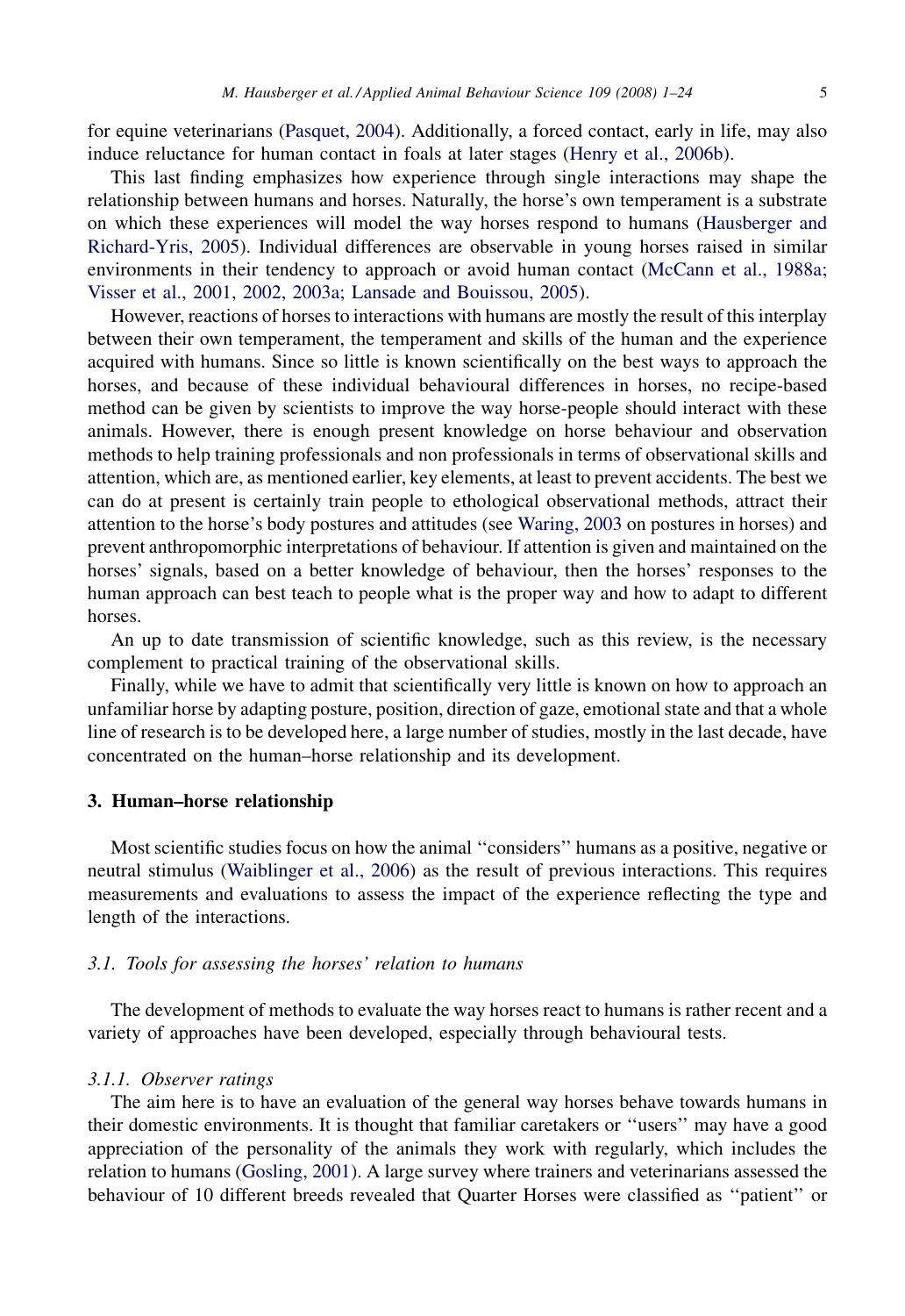for equine veterinarians (Pasquet, 2004). Additionally, a forced contact, early in life, may also induce reluctance for human contact in foals at later stages (Henry et al., 2006b).

This last finding emphasizes how experience through single interactions may shape the relationship between humans and horses. Naturally, the horse's own temperament is a substrate on which these experiences will model the way horses respond to humans (Hausberger and Richard-Yris, 2005). Individual differences are observable in young horses raised in similar environments in their tendency to approach or avoid human contact (McCann et al., 1988a; Visser et al., 2001, 2002, 2003a; Lansade and Bouissou, 2005).

However, reactions of horses to interactions with humans are mostly the result of this interplay between their own temperament, the temperament and skills of the human and the experience acquired with humans. Since so little is known scientifically on the best ways to approach the horses, and because of these individual behavioural differences in horses, no recipe-based method can be given by scientists to improve the way horse-people should interact with these animals. However, there is enough present knowledge on horse behaviour and observation methods to help training professionals and non professionals in terms of observational skills and attention, which are, as mentioned earlier, key elements, at least to prevent accidents. The best we can do at present is certainly train people to ethological observational methods, attract their attention to the horse's body postures and attitudes (see Waring, 2003 on postures in horses) and prevent anthropomorphic interpretations of behaviour. If attention is given and maintained on the horses' signals, based on a better knowledge of behaviour, then the horses' responses to the human approach can best teach to people what is the proper way and how to adapt to different horses.

An up to date transmission of scientific knowledge, such as this review, is the necessary complement to practical training of the observational skills.

Finally, while we have to admit that scientifically very little is known on how to approach an unfamiliar horse by adapting posture, position, direction of gaze, emotional state and that a whole line of research is to be developed here, a large number of studies, mostly in the last decade, have concentrated on the human–horse relationship and its development.

## 3. Human–horse relationship

Most scientific studies focus on how the animal ''considers'' humans as a positive, negative or neutral stimulus (Waiblinger et al., 2006) as the result of previous interactions. This requires measurements and evaluations to assess the impact of the experience reflecting the type and length of the interactions.

### *3.1. Tools for assessing the horses' relation to humans*

The development of methods to evaluate the way horses react to humans is rather recent and a variety of approaches have been developed, especially through behavioural tests.

#### *3.1.1. Observer ratings*

The aim here is to have an evaluation of the general way horses behave towards humans in their domestic environments. It is thought that familiar caretakers or ''users'' may have a good appreciation of the personality of the animals they work with regularly, which includes the relation to humans (Gosling, 2001). A large survey where trainers and veterinarians assessed the behaviour of 10 different breeds revealed that Quarter Horses were classified as ''patient'' or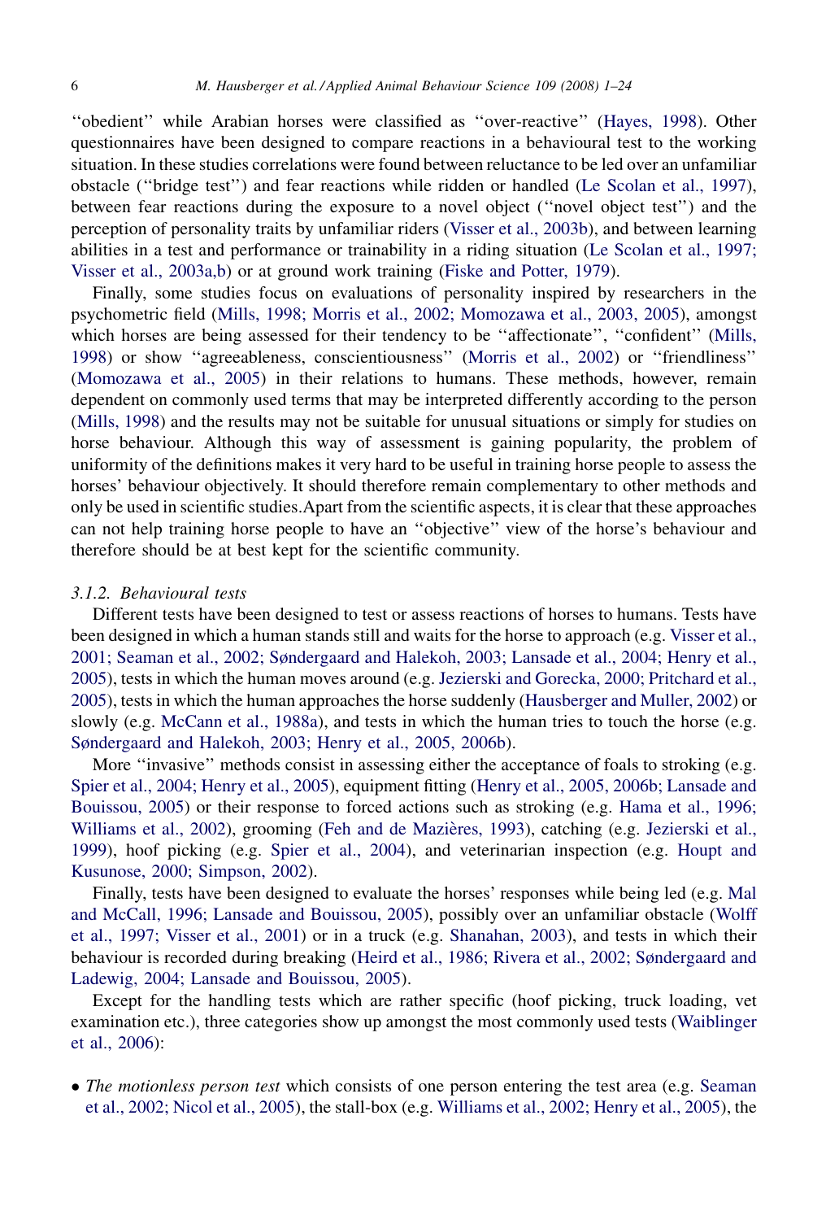''obedient'' while Arabian horses were classified as ''over-reactive'' (Hayes, 1998). Other questionnaires have been designed to compare reactions in a behavioural test to the working situation. In these studies correlations were found between reluctance to be led over an unfamiliar obstacle (''bridge test'') and fear reactions while ridden or handled (Le Scolan et al., 1997), between fear reactions during the exposure to a novel object (''novel object test'') and the perception of personality traits by unfamiliar riders (Visser et al., 2003b), and between learning abilities in a test and performance or trainability in a riding situation (Le Scolan et al., 1997; Visser et al., 2003a,b) or at ground work training (Fiske and Potter, 1979).

Finally, some studies focus on evaluations of personality inspired by researchers in the psychometric field (Mills, 1998; Morris et al., 2002; Momozawa et al., 2003, 2005), amongst which horses are being assessed for their tendency to be ''affectionate'', ''confident'' (Mills, 1998) or show ''agreeableness, conscientiousness'' (Morris et al., 2002) or ''friendliness'' (Momozawa et al., 2005) in their relations to humans. These methods, however, remain dependent on commonly used terms that may be interpreted differently according to the person (Mills, 1998) and the results may not be suitable for unusual situations or simply for studies on horse behaviour. Although this way of assessment is gaining popularity, the problem of uniformity of the definitions makes it very hard to be useful in training horse people to assess the horses' behaviour objectively. It should therefore remain complementary to other methods and only be used in scientific studies.Apart from the scientific aspects, it is clear that these approaches can not help training horse people to have an ''objective'' view of the horse's behaviour and therefore should be at best kept for the scientific community.

### 3.1.2. Behavioural tests

Different tests have been designed to test or assess reactions of horses to humans. Tests have been designed in which a human stands still and waits for the horse to approach (e.g. Visser et al., 2001; Seaman et al., 2002; Søndergaard and Halekoh, 2003; Lansade et al., 2004; Henry et al., 2005), tests in which the human moves around (e.g. Jezierski and Gorecka, 2000; Pritchard et al., 2005), tests in which the human approaches the horse suddenly (Hausberger and Muller, 2002) or slowly (e.g. McCann et al., 1988a), and tests in which the human tries to touch the horse (e.g. Søndergaard and Halekoh, 2003; Henry et al., 2005, 2006b).

More ''invasive'' methods consist in assessing either the acceptance of foals to stroking (e.g. Spier et al., 2004; Henry et al., 2005), equipment fitting (Henry et al., 2005, 2006b; Lansade and Bouissou, 2005) or their response to forced actions such as stroking (e.g. Hama et al., 1996; Williams et al., 2002), grooming (Feh and de Mazières, 1993), catching (e.g. Jezierski et al., 1999), hoof picking (e.g. Spier et al., 2004), and veterinarian inspection (e.g. Houpt and Kusunose, 2000; Simpson, 2002).

Finally, tests have been designed to evaluate the horses' responses while being led (e.g. Mal and McCall, 1996; Lansade and Bouissou, 2005), possibly over an unfamiliar obstacle (Wolff et al., 1997; Visser et al., 2001) or in a truck (e.g. Shanahan, 2003), and tests in which their behaviour is recorded during breaking (Heird et al., 1986; Rivera et al., 2002; Søndergaard and Ladewig, 2004; Lansade and Bouissou, 2005).

Except for the handling tests which are rather specific (hoof picking, truck loading, vet examination etc.), three categories show up amongst the most commonly used tests (Waiblinger et al., 2006):

- *The motionless person test* which consists of one person entering the test area (e.g. Seaman et al., 2002; Nicol et al., 2005), the stall-box (e.g. Williams et al., 2002; Henry et al., 2005), the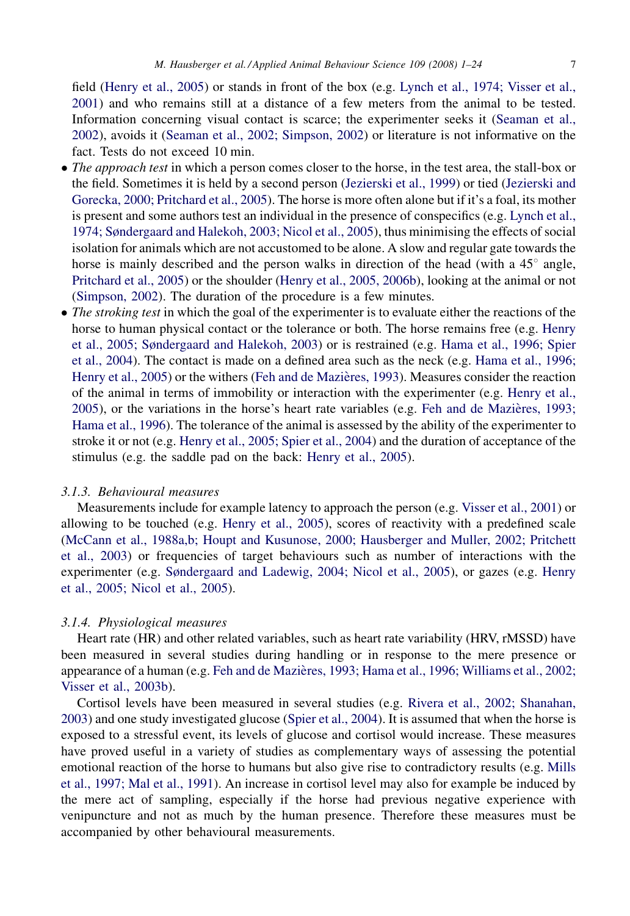field (Henry et al., 2005) or stands in front of the box (e.g. Lynch et al., 1974; Visser et al., 2001) and who remains still at a distance of a few meters from the animal to be tested. Information concerning visual contact is scarce; the experimenter seeks it (Seaman et al., 2002), avoids it (Seaman et al., 2002; Simpson, 2002) or literature is not informative on the fact. Tests do not exceed 10 min.

- *The approach test* in which a person comes closer to the horse, in the test area, the stall-box or the field. Sometimes it is held by a second person (Jezierski et al., 1999) or tied (Jezierski and Gorecka, 2000; Pritchard et al., 2005). The horse is more often alone but if it's a foal, its mother is present and some authors test an individual in the presence of conspecifics (e.g. Lynch et al., 1974; Søndergaard and Halekoh, 2003; Nicol et al., 2005), thus minimising the effects of social isolation for animals which are not accustomed to be alone. A slow and regular gate towards the horse is mainly described and the person walks in direction of the head (with a 45° angle, Pritchard et al., 2005) or the shoulder (Henry et al., 2005, 2006b), looking at the animal or not (Simpson, 2002). The duration of the procedure is a few minutes.
- *The stroking test* in which the goal of the experimenter is to evaluate either the reactions of the horse to human physical contact or the tolerance or both. The horse remains free (e.g. Henry et al., 2005; Søndergaard and Halekoh, 2003) or is restrained (e.g. Hama et al., 1996; Spier et al., 2004). The contact is made on a defined area such as the neck (e.g. Hama et al., 1996; Henry et al., 2005) or the withers (Feh and de Mazières, 1993). Measures consider the reaction of the animal in terms of immobility or interaction with the experimenter (e.g. Henry et al., 2005), or the variations in the horse's heart rate variables (e.g. Feh and de Mazières, 1993; Hama et al., 1996). The tolerance of the animal is assessed by the ability of the experimenter to stroke it or not (e.g. Henry et al., 2005; Spier et al., 2004) and the duration of acceptance of the stimulus (e.g. the saddle pad on the back: Henry et al., 2005).

### 3.1.3. Behavioural measures

Measurements include for example latency to approach the person (e.g. Visser et al., 2001) or allowing to be touched (e.g. Henry et al., 2005), scores of reactivity with a predefined scale (McCann et al., 1988a,b; Houpt and Kusunose, 2000; Hausberger and Muller, 2002; Pritchett et al., 2003) or frequencies of target behaviours such as number of interactions with the experimenter (e.g. Søndergaard and Ladewig, 2004; Nicol et al., 2005), or gazes (e.g. Henry et al., 2005; Nicol et al., 2005).

### 3.1.4. Physiological measures

Heart rate (HR) and other related variables, such as heart rate variability (HRV, rMSSD) have been measured in several studies during handling or in response to the mere presence or appearance of a human (e.g. Feh and de Mazières, 1993; Hama et al., 1996; Williams et al., 2002; Visser et al., 2003b).

Cortisol levels have been measured in several studies (e.g. Rivera et al., 2002; Shanahan, 2003) and one study investigated glucose (Spier et al., 2004). It is assumed that when the horse is exposed to a stressful event, its levels of glucose and cortisol would increase. These measures have proved useful in a variety of studies as complementary ways of assessing the potential emotional reaction of the horse to humans but also give rise to contradictory results (e.g. Mills et al., 1997; Mal et al., 1991). An increase in cortisol level may also for example be induced by the mere act of sampling, especially if the horse had previous negative experience with venipuncture and not as much by the human presence. Therefore these measures must be accompanied by other behavioural measurements.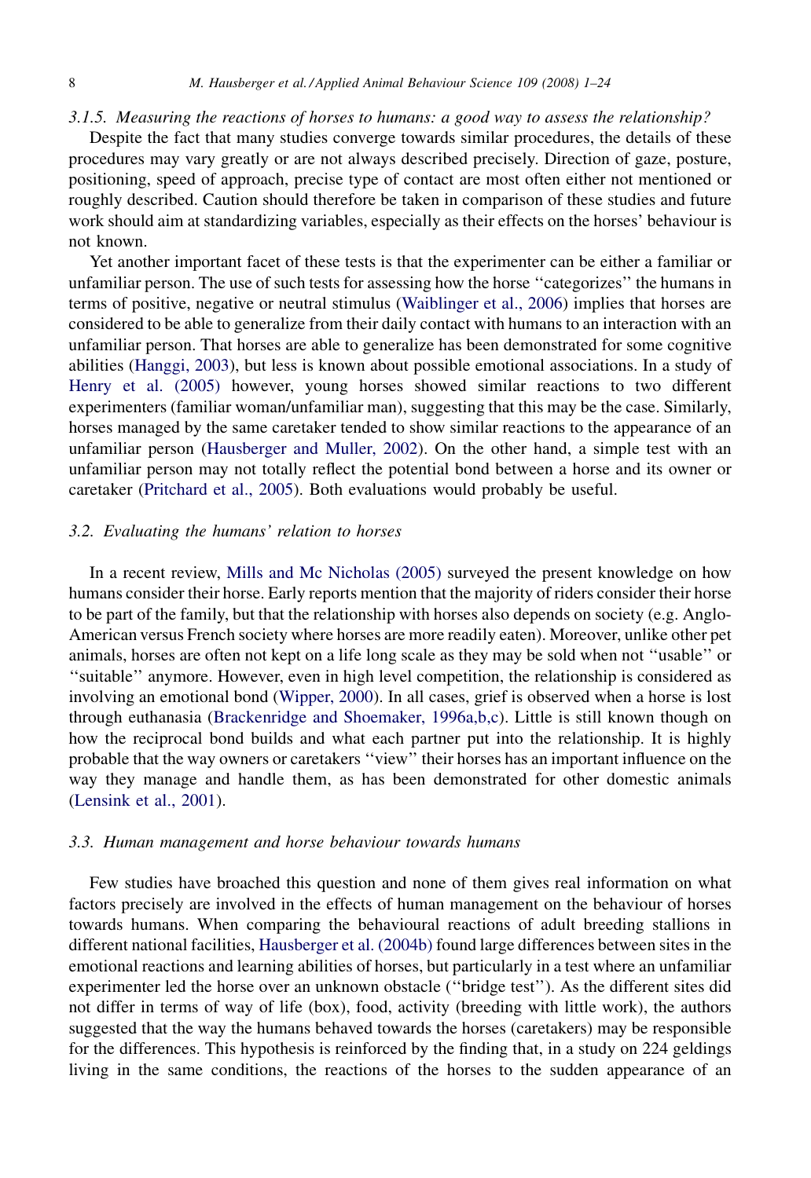### *3.1.5. Measuring the reactions of horses to humans: a good way to assess the relationship?*

Despite the fact that many studies converge towards similar procedures, the details of these procedures may vary greatly or are not always described precisely. Direction of gaze, posture, positioning, speed of approach, precise type of contact are most often either not mentioned or roughly described. Caution should therefore be taken in comparison of these studies and future work should aim at standardizing variables, especially as their effects on the horses' behaviour is not known.

Yet another important facet of these tests is that the experimenter can be either a familiar or unfamiliar person. The use of such tests for assessing how the horse ''categorizes'' the humans in terms of positive, negative or neutral stimulus (Waiblinger et al., 2006) implies that horses are considered to be able to generalize from their daily contact with humans to an interaction with an unfamiliar person. That horses are able to generalize has been demonstrated for some cognitive abilities (Hanggi, 2003), but less is known about possible emotional associations. In a study of Henry et al. (2005) however, young horses showed similar reactions to two different experimenters (familiar woman/unfamiliar man), suggesting that this may be the case. Similarly, horses managed by the same caretaker tended to show similar reactions to the appearance of an unfamiliar person (Hausberger and Muller, 2002). On the other hand, a simple test with an unfamiliar person may not totally reflect the potential bond between a horse and its owner or caretaker (Pritchard et al., 2005). Both evaluations would probably be useful.

## *3.2. Evaluating the humans' relation to horses*

In a recent review, Mills and Mc Nicholas (2005) surveyed the present knowledge on how humans consider their horse. Early reports mention that the majority of riders consider their horse to be part of the family, but that the relationship with horses also depends on society (e.g. Anglo-American versus French society where horses are more readily eaten). Moreover, unlike other pet animals, horses are often not kept on a life long scale as they may be sold when not ''usable'' or ''suitable'' anymore. However, even in high level competition, the relationship is considered as involving an emotional bond (Wipper, 2000). In all cases, grief is observed when a horse is lost through euthanasia (Brackenridge and Shoemaker, 1996a,b,c). Little is still known though on how the reciprocal bond builds and what each partner put into the relationship. It is highly probable that the way owners or caretakers ''view'' their horses has an important influence on the way they manage and handle them, as has been demonstrated for other domestic animals (Lensink et al., 2001).

## *3.3. Human management and horse behaviour towards humans*

Few studies have broached this question and none of them gives real information on what factors precisely are involved in the effects of human management on the behaviour of horses towards humans. When comparing the behavioural reactions of adult breeding stallions in different national facilities, Hausberger et al. (2004b) found large differences between sites in the emotional reactions and learning abilities of horses, but particularly in a test where an unfamiliar experimenter led the horse over an unknown obstacle (''bridge test''). As the different sites did not differ in terms of way of life (box), food, activity (breeding with little work), the authors suggested that the way the humans behaved towards the horses (caretakers) may be responsible for the differences. This hypothesis is reinforced by the finding that, in a study on 224 geldings living in the same conditions, the reactions of the horses to the sudden appearance of an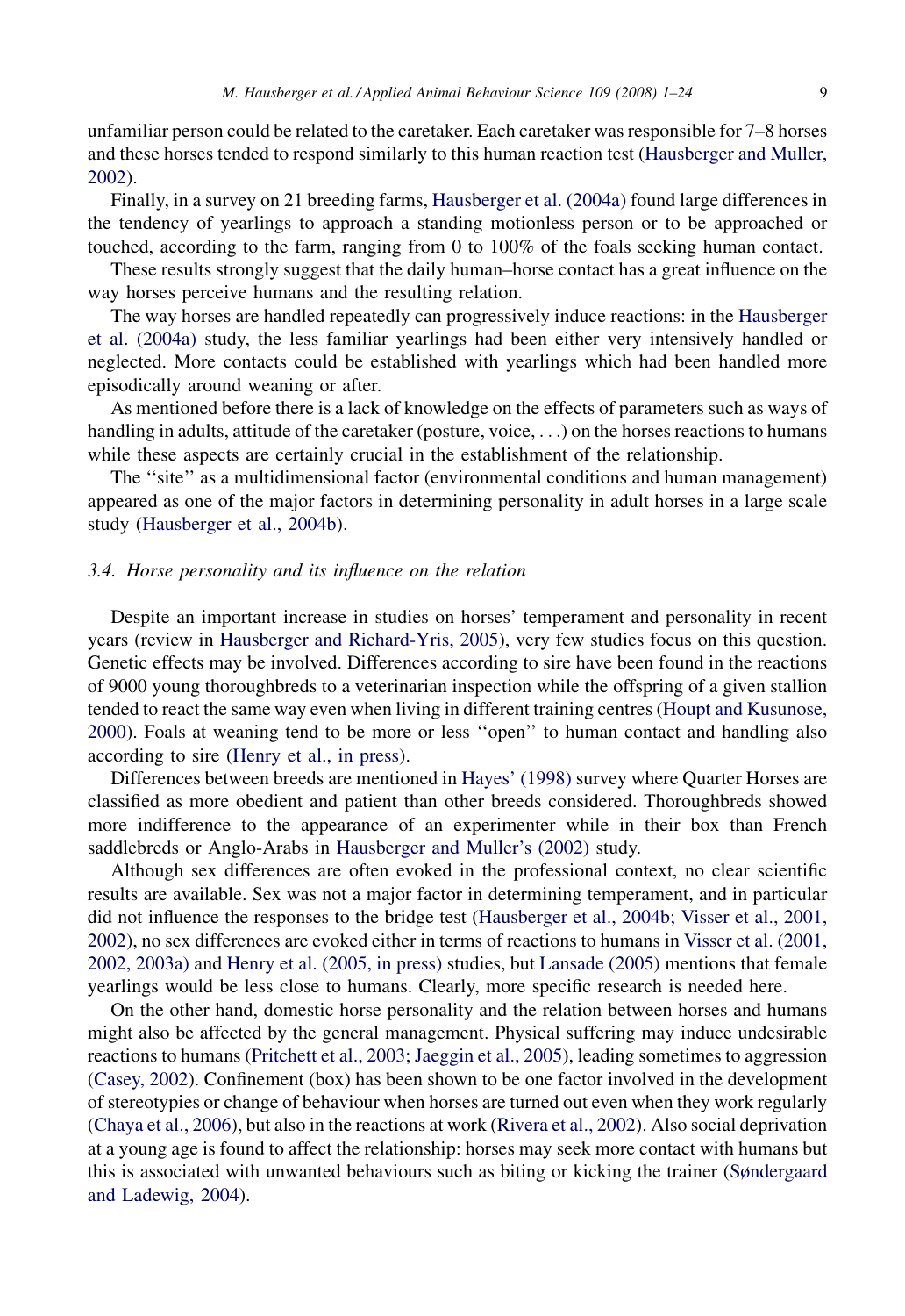unfamiliar person could be related to the caretaker. Each caretaker was responsible for 7–8 horses and these horses tended to respond similarly to this human reaction test (Hausberger and Muller, 2002).

Finally, in a survey on 21 breeding farms, Hausberger et al. (2004a) found large differences in the tendency of yearlings to approach a standing motionless person or to be approached or touched, according to the farm, ranging from 0 to 100% of the foals seeking human contact.

These results strongly suggest that the daily human–horse contact has a great influence on the way horses perceive humans and the resulting relation.

The way horses are handled repeatedly can progressively induce reactions: in the Hausberger et al. (2004a) study, the less familiar yearlings had been either very intensively handled or neglected. More contacts could be established with yearlings which had been handled more episodically around weaning or after.

As mentioned before there is a lack of knowledge on the effects of parameters such as ways of handling in adults, attitude of the caretaker (posture, voice, . . .) on the horses reactions to humans while these aspects are certainly crucial in the establishment of the relationship.

The ''site'' as a multidimensional factor (environmental conditions and human management) appeared as one of the major factors in determining personality in adult horses in a large scale study (Hausberger et al., 2004b).

### 3.4. Horse personality and its influence on the relation

Despite an important increase in studies on horses' temperament and personality in recent years (review in Hausberger and Richard-Yris, 2005), very few studies focus on this question. Genetic effects may be involved. Differences according to sire have been found in the reactions of 9000 young thoroughbreds to a veterinarian inspection while the offspring of a given stallion tended to react the same way even when living in different training centres (Houpt and Kusunose, 2000). Foals at weaning tend to be more or less ''open'' to human contact and handling also according to sire (Henry et al., in press).

Differences between breeds are mentioned in Hayes' (1998) survey where Quarter Horses are classified as more obedient and patient than other breeds considered. Thoroughbreds showed more indifference to the appearance of an experimenter while in their box than French saddlebreds or Anglo-Arabs in Hausberger and Muller's (2002) study.

Although sex differences are often evoked in the professional context, no clear scientific results are available. Sex was not a major factor in determining temperament, and in particular did not influence the responses to the bridge test (Hausberger et al., 2004b; Visser et al., 2001, 2002), no sex differences are evoked either in terms of reactions to humans in Visser et al. (2001, 2002, 2003a) and Henry et al. (2005, in press) studies, but Lansade (2005) mentions that female yearlings would be less close to humans. Clearly, more specific research is needed here.

On the other hand, domestic horse personality and the relation between horses and humans might also be affected by the general management. Physical suffering may induce undesirable reactions to humans (Pritchett et al., 2003; Jaeggin et al., 2005), leading sometimes to aggression (Casey, 2002). Confinement (box) has been shown to be one factor involved in the development of stereotypies or change of behaviour when horses are turned out even when they work regularly (Chaya et al., 2006), but also in the reactions at work (Rivera et al., 2002). Also social deprivation at a young age is found to affect the relationship: horses may seek more contact with humans but this is associated with unwanted behaviours such as biting or kicking the trainer (Søndergaard and Ladewig, 2004).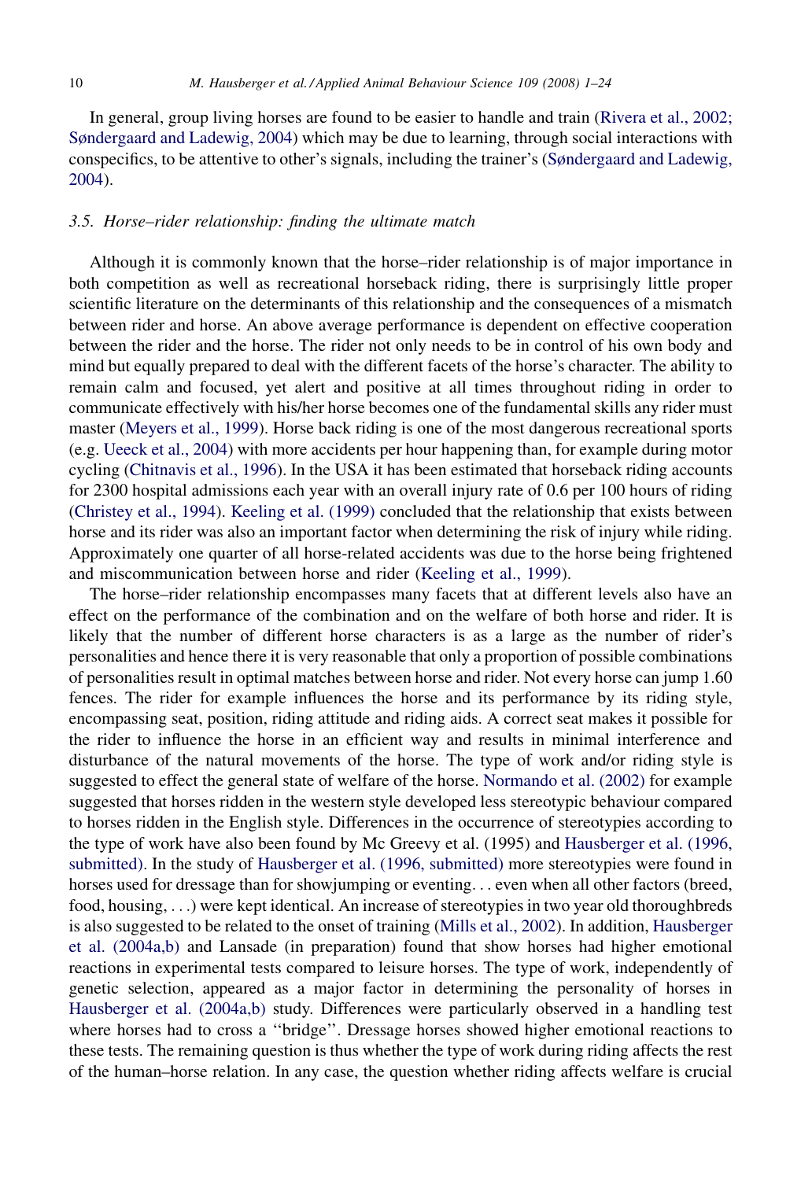In general, group living horses are found to be easier to handle and train (Rivera et al., 2002; Søndergaard and Ladewig, 2004) which may be due to learning, through social interactions with conspecifics, to be attentive to other's signals, including the trainer's (Søndergaard and Ladewig, 2004).

### *3.5. Horse–rider relationship: finding the ultimate match*

Although it is commonly known that the horse–rider relationship is of major importance in both competition as well as recreational horseback riding, there is surprisingly little proper scientific literature on the determinants of this relationship and the consequences of a mismatch between rider and horse. An above average performance is dependent on effective cooperation between the rider and the horse. The rider not only needs to be in control of his own body and mind but equally prepared to deal with the different facets of the horse's character. The ability to remain calm and focused, yet alert and positive at all times throughout riding in order to communicate effectively with his/her horse becomes one of the fundamental skills any rider must master (Meyers et al., 1999). Horse back riding is one of the most dangerous recreational sports (e.g. Ueeck et al., 2004) with more accidents per hour happening than, for example during motor cycling (Chitnavis et al., 1996). In the USA it has been estimated that horseback riding accounts for 2300 hospital admissions each year with an overall injury rate of 0.6 per 100 hours of riding (Christey et al., 1994). Keeling et al. (1999) concluded that the relationship that exists between horse and its rider was also an important factor when determining the risk of injury while riding. Approximately one quarter of all horse-related accidents was due to the horse being frightened and miscommunication between horse and rider (Keeling et al., 1999).

The horse–rider relationship encompasses many facets that at different levels also have an effect on the performance of the combination and on the welfare of both horse and rider. It is likely that the number of different horse characters is as a large as the number of rider's personalities and hence there it is very reasonable that only a proportion of possible combinations of personalities result in optimal matches between horse and rider. Not every horse can jump 1.60 fences. The rider for example influences the horse and its performance by its riding style, encompassing seat, position, riding attitude and riding aids. A correct seat makes it possible for the rider to influence the horse in an efficient way and results in minimal interference and disturbance of the natural movements of the horse. The type of work and/or riding style is suggested to effect the general state of welfare of the horse. Normando et al. (2002) for example suggested that horses ridden in the western style developed less stereotypic behaviour compared to horses ridden in the English style. Differences in the occurrence of stereotypies according to the type of work have also been found by Mc Greevy et al. (1995) and Hausberger et al. (1996, submitted). In the study of Hausberger et al. (1996, submitted) more stereotypies were found in horses used for dressage than for showjumping or eventing. . . even when all other factors (breed, food, housing, . . .) were kept identical. An increase of stereotypies in two year old thoroughbreds is also suggested to be related to the onset of training (Mills et al., 2002). In addition, Hausberger et al. (2004a,b) and Lansade (in preparation) found that show horses had higher emotional reactions in experimental tests compared to leisure horses. The type of work, independently of genetic selection, appeared as a major factor in determining the personality of horses in Hausberger et al. (2004a,b) study. Differences were particularly observed in a handling test where horses had to cross a ''bridge''. Dressage horses showed higher emotional reactions to these tests. The remaining question is thus whether the type of work during riding affects the rest of the human–horse relation. In any case, the question whether riding affects welfare is crucial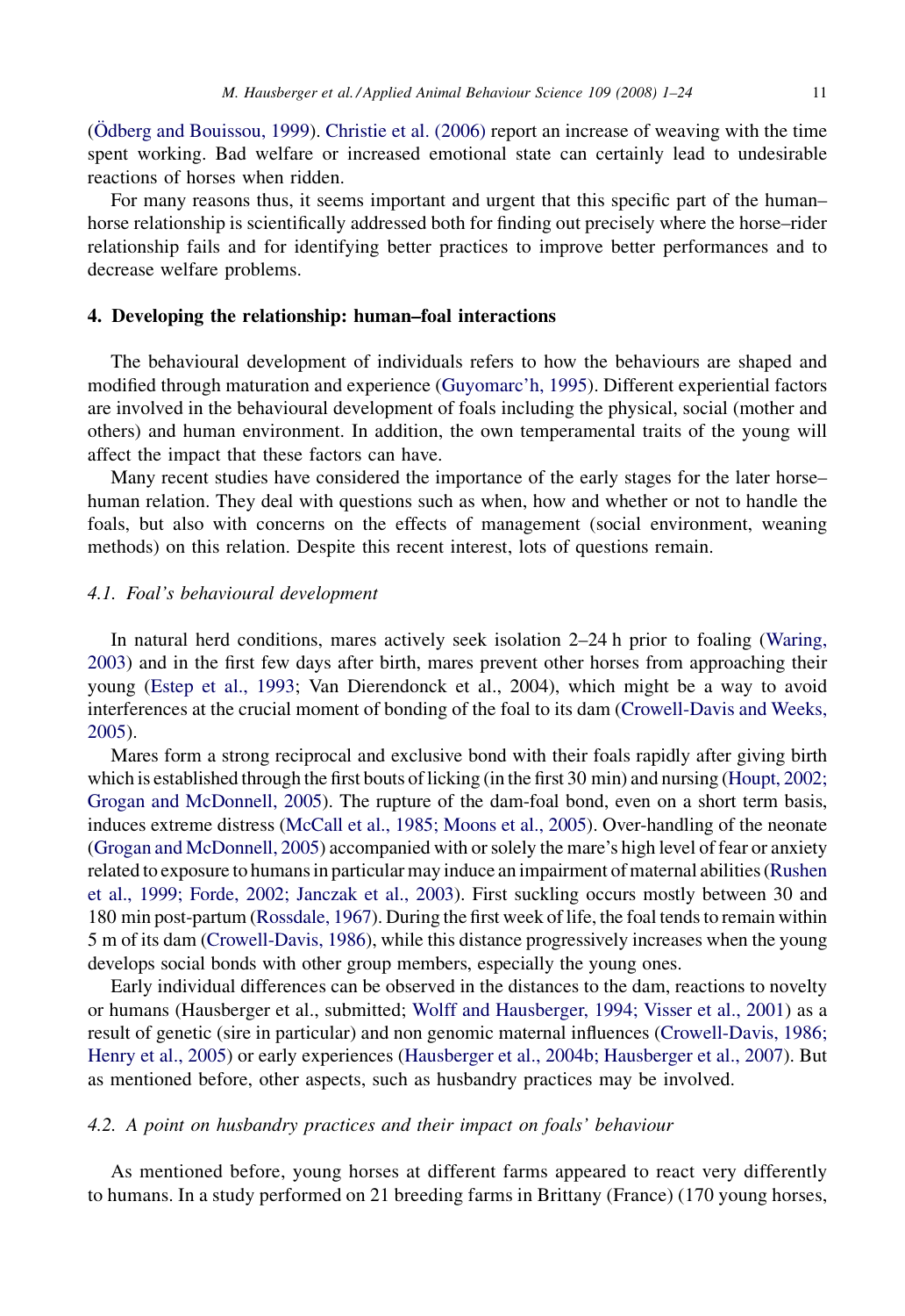(Ödberg and Bouissou, 1999). Christie et al. (2006) report an increase of weaving with the time spent working. Bad welfare or increased emotional state can certainly lead to undesirable reactions of horses when ridden.

For many reasons thus, it seems important and urgent that this specific part of the human–horse relationship is scientifically addressed both for finding out precisely where the horse–rider relationship fails and for identifying better practices to improve better performances and to decrease welfare problems.

## 4. Developing the relationship: human–foal interactions

The behavioural development of individuals refers to how the behaviours are shaped and modified through maturation and experience (Guyomarc'h, 1995). Different experiential factors are involved in the behavioural development of foals including the physical, social (mother and others) and human environment. In addition, the own temperamental traits of the young will affect the impact that these factors can have.

Many recent studies have considered the importance of the early stages for the later horse–human relation. They deal with questions such as when, how and whether or not to handle the foals, but also with concerns on the effects of management (social environment, weaning methods) on this relation. Despite this recent interest, lots of questions remain.

### *4.1. Foal's behavioural development*

In natural herd conditions, mares actively seek isolation 2–24 h prior to foaling (Waring, 2003) and in the first few days after birth, mares prevent other horses from approaching their young (Estep et al., 1993; Van Dierendonck et al., 2004), which might be a way to avoid interferences at the crucial moment of bonding of the foal to its dam (Crowell-Davis and Weeks, 2005).

Mares form a strong reciprocal and exclusive bond with their foals rapidly after giving birth which is established through the first bouts of licking (in the first 30 min) and nursing (Houpt, 2002; Grogan and McDonnell, 2005). The rupture of the dam-foal bond, even on a short term basis, induces extreme distress (McCall et al., 1985; Moons et al., 2005). Over-handling of the neonate (Grogan and McDonnell, 2005) accompanied with or solely the mare's high level of fear or anxiety related to exposure to humans in particular may induce an impairment of maternal abilities (Rushen et al., 1999; Forde, 2002; Janczak et al., 2003). First suckling occurs mostly between 30 and 180 min post-partum (Rossdale, 1967). During the first week of life, the foal tends to remain within 5 m of its dam (Crowell-Davis, 1986), while this distance progressively increases when the young develops social bonds with other group members, especially the young ones.

Early individual differences can be observed in the distances to the dam, reactions to novelty or humans (Hausberger et al., submitted; Wolff and Hausberger, 1994; Visser et al., 2001) as a result of genetic (sire in particular) and non genomic maternal influences (Crowell-Davis, 1986; Henry et al., 2005) or early experiences (Hausberger et al., 2004b; Hausberger et al., 2007). But as mentioned before, other aspects, such as husbandry practices may be involved.

### *4.2. A point on husbandry practices and their impact on foals' behaviour*

As mentioned before, young horses at different farms appeared to react very differently to humans. In a study performed on 21 breeding farms in Brittany (France) (170 young horses,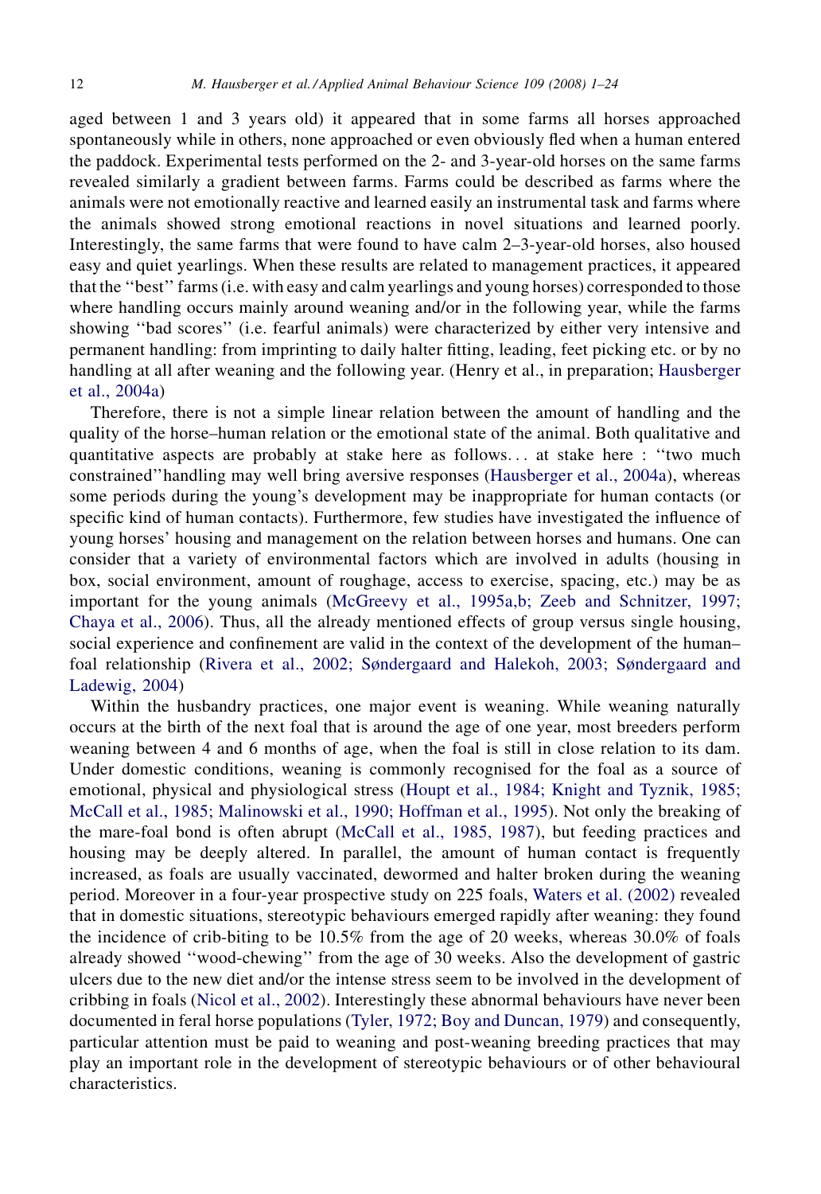aged between 1 and 3 years old) it appeared that in some farms all horses approached spontaneously while in others, none approached or even obviously fled when a human entered the paddock. Experimental tests performed on the 2- and 3-year-old horses on the same farms revealed similarly a gradient between farms. Farms could be described as farms where the animals were not emotionally reactive and learned easily an instrumental task and farms where the animals showed strong emotional reactions in novel situations and learned poorly. Interestingly, the same farms that were found to have calm 2–3-year-old horses, also housed easy and quiet yearlings. When these results are related to management practices, it appeared that the ''best'' farms (i.e. with easy and calm yearlings and young horses) corresponded to those where handling occurs mainly around weaning and/or in the following year, while the farms showing ''bad scores'' (i.e. fearful animals) were characterized by either very intensive and permanent handling: from imprinting to daily halter fitting, leading, feet picking etc. or by no handling at all after weaning and the following year. (Henry et al., in preparation; Hausberger et al., 2004a)

Therefore, there is not a simple linear relation between the amount of handling and the quality of the horse–human relation or the emotional state of the animal. Both qualitative and quantitative aspects are probably at stake here as follows... at stake here : ''two much constrained''handling may well bring aversive responses (Hausberger et al., 2004a), whereas some periods during the young's development may be inappropriate for human contacts (or specific kind of human contacts). Furthermore, few studies have investigated the influence of young horses' housing and management on the relation between horses and humans. One can consider that a variety of environmental factors which are involved in adults (housing in box, social environment, amount of roughage, access to exercise, spacing, etc.) may be as important for the young animals (McGreevy et al., 1995a,b; Zeeb and Schnitzer, 1997; Chaya et al., 2006). Thus, all the already mentioned effects of group versus single housing, social experience and confinement are valid in the context of the development of the human–foal relationship (Rivera et al., 2002; Søndergaard and Halekoh, 2003; Søndergaard and Ladewig, 2004)

Within the husbandry practices, one major event is weaning. While weaning naturally occurs at the birth of the next foal that is around the age of one year, most breeders perform weaning between 4 and 6 months of age, when the foal is still in close relation to its dam. Under domestic conditions, weaning is commonly recognised for the foal as a source of emotional, physical and physiological stress (Houpt et al., 1984; Knight and Tyznik, 1985; McCall et al., 1985; Malinowski et al., 1990; Hoffman et al., 1995). Not only the breaking of the mare-foal bond is often abrupt (McCall et al., 1985, 1987), but feeding practices and housing may be deeply altered. In parallel, the amount of human contact is frequently increased, as foals are usually vaccinated, dewormed and halter broken during the weaning period. Moreover in a four-year prospective study on 225 foals, Waters et al. (2002) revealed that in domestic situations, stereotypic behaviours emerged rapidly after weaning: they found the incidence of crib-biting to be 10.5% from the age of 20 weeks, whereas 30.0% of foals already showed ''wood-chewing'' from the age of 30 weeks. Also the development of gastric ulcers due to the new diet and/or the intense stress seem to be involved in the development of cribbing in foals (Nicol et al., 2002). Interestingly these abnormal behaviours have never been documented in feral horse populations (Tyler, 1972; Boy and Duncan, 1979) and consequently, particular attention must be paid to weaning and post-weaning breeding practices that may play an important role in the development of stereotypic behaviours or of other behavioural characteristics.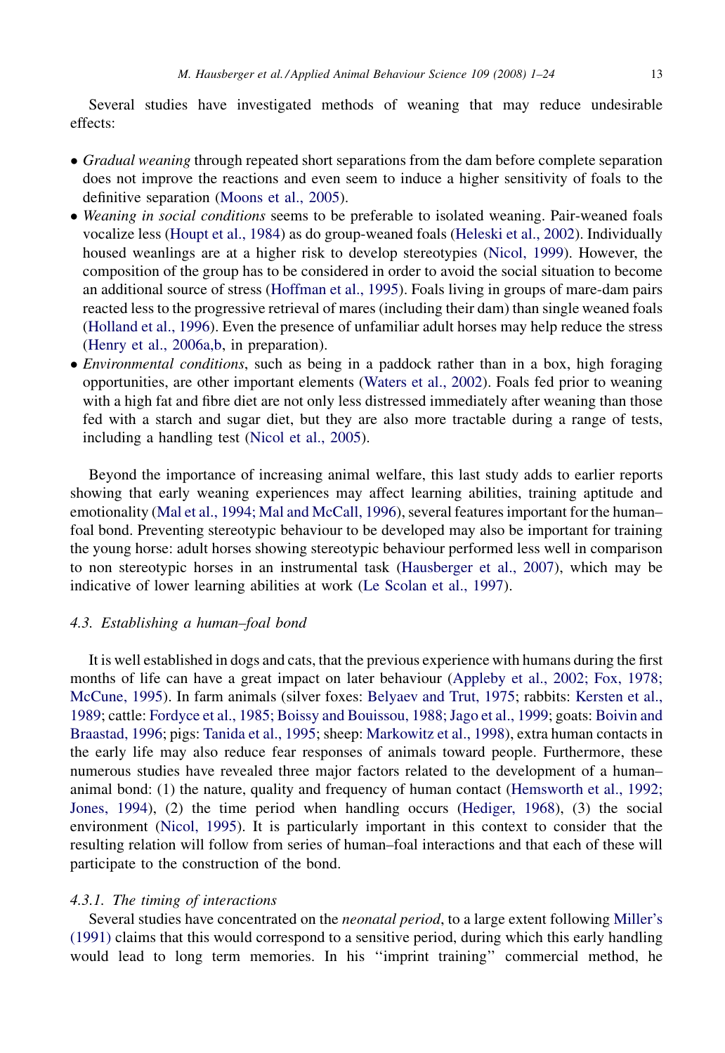Several studies have investigated methods of weaning that may reduce undesirable effects:

- *Gradual weaning* through repeated short separations from the dam before complete separation does not improve the reactions and even seem to induce a higher sensitivity of foals to the definitive separation (Moons et al., 2005).
- *Weaning in social conditions* seems to be preferable to isolated weaning. Pair-weaned foals vocalize less (Houpt et al., 1984) as do group-weaned foals (Heleski et al., 2002). Individually housed weanlings are at a higher risk to develop stereotypies (Nicol, 1999). However, the composition of the group has to be considered in order to avoid the social situation to become an additional source of stress (Hoffman et al., 1995). Foals living in groups of mare-dam pairs reacted less to the progressive retrieval of mares (including their dam) than single weaned foals (Holland et al., 1996). Even the presence of unfamiliar adult horses may help reduce the stress (Henry et al., 2006a,b, in preparation).
- *Environmental conditions*, such as being in a paddock rather than in a box, high foraging opportunities, are other important elements (Waters et al., 2002). Foals fed prior to weaning with a high fat and fibre diet are not only less distressed immediately after weaning than those fed with a starch and sugar diet, but they are also more tractable during a range of tests, including a handling test (Nicol et al., 2005).

Beyond the importance of increasing animal welfare, this last study adds to earlier reports showing that early weaning experiences may affect learning abilities, training aptitude and emotionality (Mal et al., 1994; Mal and McCall, 1996), several features important for the human–foal bond. Preventing stereotypic behaviour to be developed may also be important for training the young horse: adult horses showing stereotypic behaviour performed less well in comparison to non stereotypic horses in an instrumental task (Hausberger et al., 2007), which may be indicative of lower learning abilities at work (Le Scolan et al., 1997).

### 4.3. Establishing a human–foal bond

It is well established in dogs and cats, that the previous experience with humans during the first months of life can have a great impact on later behaviour (Appleby et al., 2002; Fox, 1978; McCune, 1995). In farm animals (silver foxes: Belyaev and Trut, 1975; rabbits: Kersten et al., 1989; cattle: Fordyce et al., 1985; Boissy and Bouissou, 1988; Jago et al., 1999; goats: Boivin and Braastad, 1996; pigs: Tanida et al., 1995; sheep: Markowitz et al., 1998), extra human contacts in the early life may also reduce fear responses of animals toward people. Furthermore, these numerous studies have revealed three major factors related to the development of a human–animal bond: (1) the nature, quality and frequency of human contact (Hemsworth et al., 1992; Jones, 1994), (2) the time period when handling occurs (Hediger, 1968), (3) the social environment (Nicol, 1995). It is particularly important in this context to consider that the resulting relation will follow from series of human–foal interactions and that each of these will participate to the construction of the bond.

#### 4.3.1. The timing of interactions

Several studies have concentrated on the *neonatal period*, to a large extent following Miller's (1991) claims that this would correspond to a sensitive period, during which this early handling would lead to long term memories. In his "imprint training" commercial method, he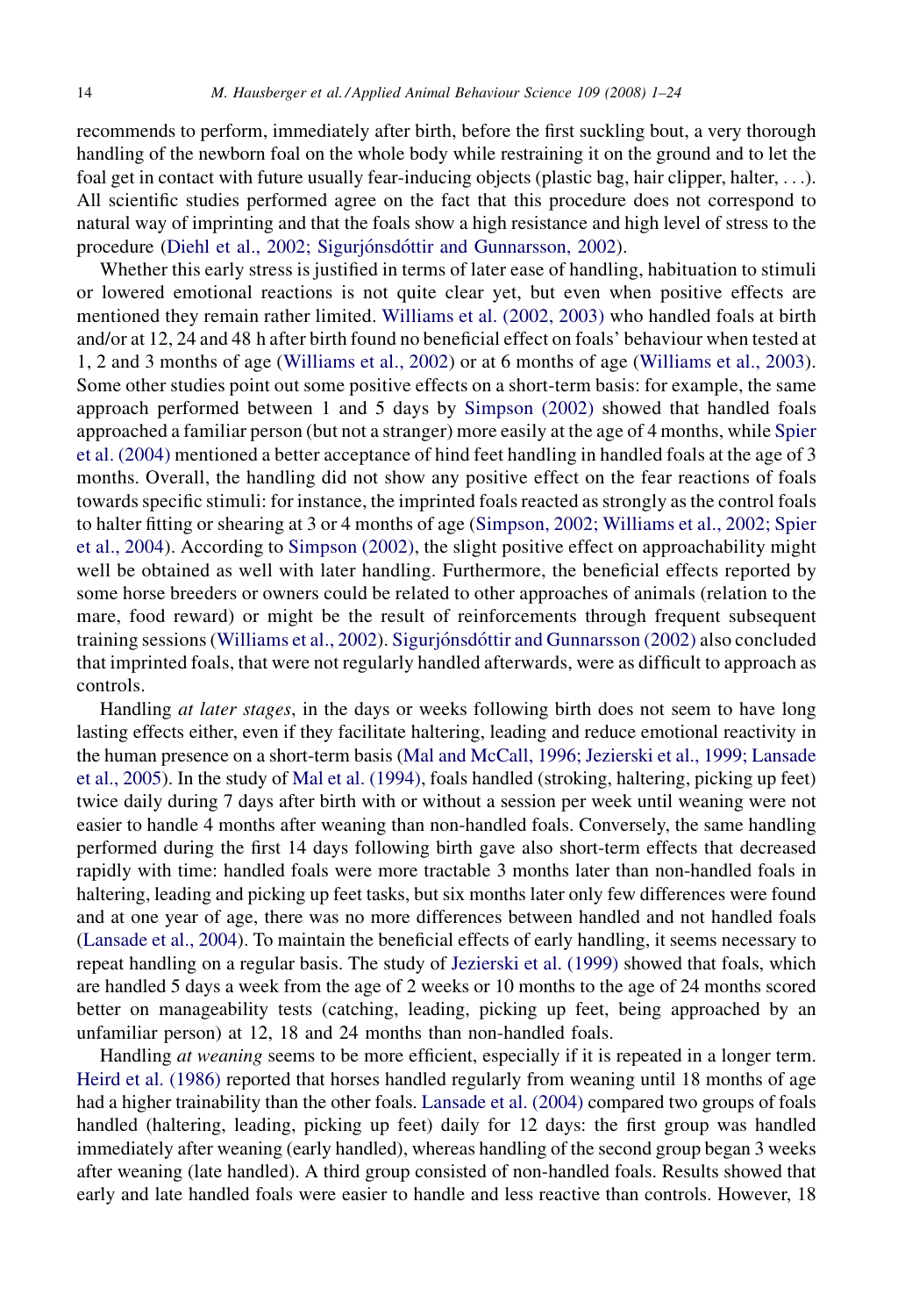recommends to perform, immediately after birth, before the first suckling bout, a very thorough handling of the newborn foal on the whole body while restraining it on the ground and to let the foal get in contact with future usually fear-inducing objects (plastic bag, hair clipper, halter, . . .). All scientific studies performed agree on the fact that this procedure does not correspond to natural way of imprinting and that the foals show a high resistance and high level of stress to the procedure (Diehl et al., 2002; Sigurjónsdóttir and Gunnarsson, 2002).

Whether this early stress is justified in terms of later ease of handling, habituation to stimuli or lowered emotional reactions is not quite clear yet, but even when positive effects are mentioned they remain rather limited. Williams et al. (2002, 2003) who handled foals at birth and/or at 12, 24 and 48 h after birth found no beneficial effect on foals' behaviour when tested at 1, 2 and 3 months of age (Williams et al., 2002) or at 6 months of age (Williams et al., 2003). Some other studies point out some positive effects on a short-term basis: for example, the same approach performed between 1 and 5 days by Simpson (2002) showed that handled foals approached a familiar person (but not a stranger) more easily at the age of 4 months, while Spier et al. (2004) mentioned a better acceptance of hind feet handling in handled foals at the age of 3 months. Overall, the handling did not show any positive effect on the fear reactions of foals towards specific stimuli: for instance, the imprinted foals reacted as strongly as the control foals to halter fitting or shearing at 3 or 4 months of age (Simpson, 2002; Williams et al., 2002; Spier et al., 2004). According to Simpson (2002), the slight positive effect on approachability might well be obtained as well with later handling. Furthermore, the beneficial effects reported by some horse breeders or owners could be related to other approaches of animals (relation to the mare, food reward) or might be the result of reinforcements through frequent subsequent training sessions (Williams et al., 2002). Sigurjónsdóttir and Gunnarsson (2002) also concluded that imprinted foals, that were not regularly handled afterwards, were as difficult to approach as controls.

Handling *at later stages*, in the days or weeks following birth does not seem to have long lasting effects either, even if they facilitate haltering, leading and reduce emotional reactivity in the human presence on a short-term basis (Mal and McCall, 1996; Jezierski et al., 1999; Lansade et al., 2005). In the study of Mal et al. (1994), foals handled (stroking, haltering, picking up feet) twice daily during 7 days after birth with or without a session per week until weaning were not easier to handle 4 months after weaning than non-handled foals. Conversely, the same handling performed during the first 14 days following birth gave also short-term effects that decreased rapidly with time: handled foals were more tractable 3 months later than non-handled foals in haltering, leading and picking up feet tasks, but six months later only few differences were found and at one year of age, there was no more differences between handled and not handled foals (Lansade et al., 2004). To maintain the beneficial effects of early handling, it seems necessary to repeat handling on a regular basis. The study of Jezierski et al. (1999) showed that foals, which are handled 5 days a week from the age of 2 weeks or 10 months to the age of 24 months scored better on manageability tests (catching, leading, picking up feet, being approached by an unfamiliar person) at 12, 18 and 24 months than non-handled foals.

Handling *at weaning* seems to be more efficient, especially if it is repeated in a longer term. Heird et al. (1986) reported that horses handled regularly from weaning until 18 months of age had a higher trainability than the other foals. Lansade et al. (2004) compared two groups of foals handled (haltering, leading, picking up feet) daily for 12 days: the first group was handled immediately after weaning (early handled), whereas handling of the second group began 3 weeks after weaning (late handled). A third group consisted of non-handled foals. Results showed that early and late handled foals were easier to handle and less reactive than controls. However, 18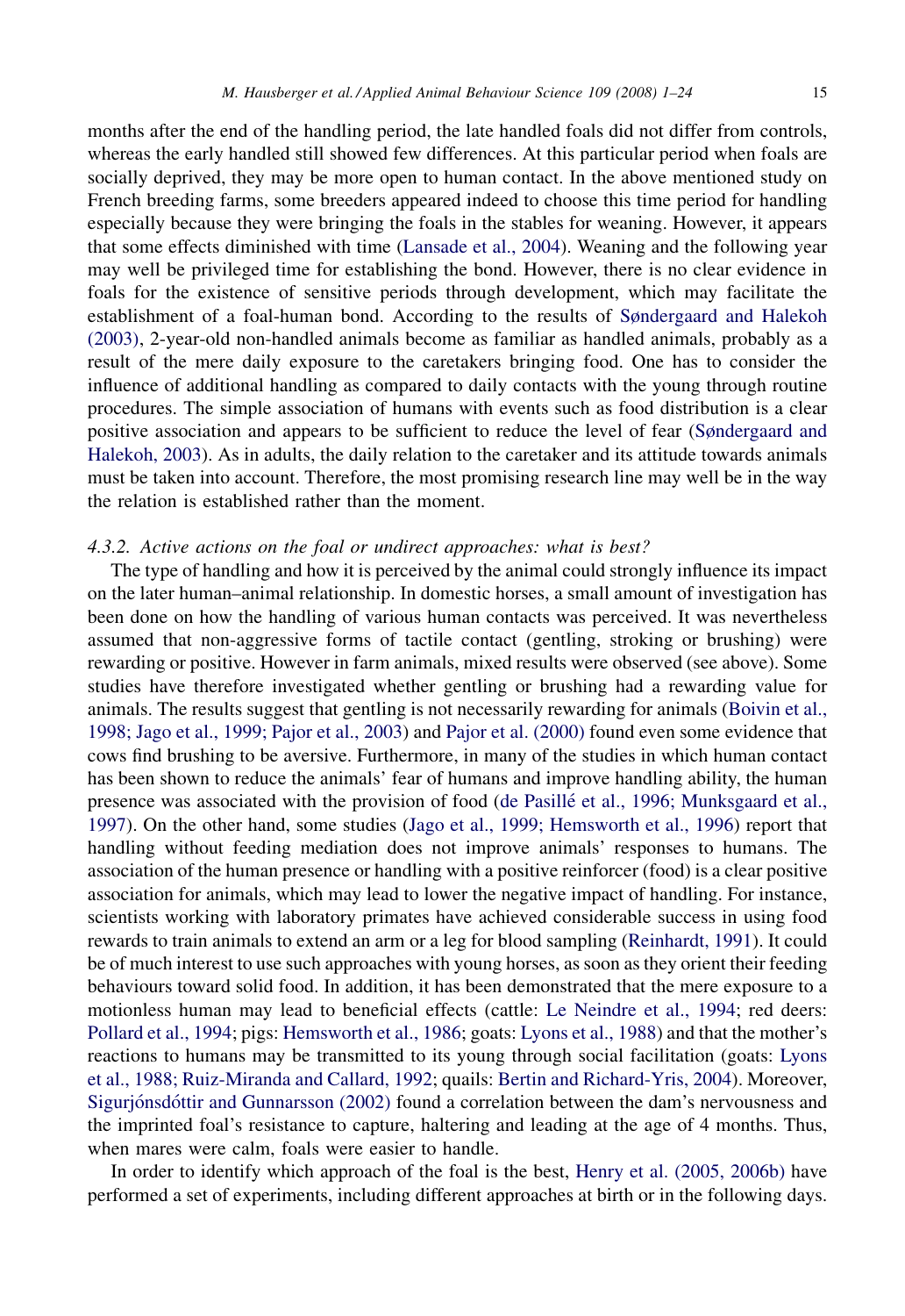months after the end of the handling period, the late handled foals did not differ from controls, whereas the early handled still showed few differences. At this particular period when foals are socially deprived, they may be more open to human contact. In the above mentioned study on French breeding farms, some breeders appeared indeed to choose this time period for handling especially because they were bringing the foals in the stables for weaning. However, it appears that some effects diminished with time (Lansade et al., 2004). Weaning and the following year may well be privileged time for establishing the bond. However, there is no clear evidence in foals for the existence of sensitive periods through development, which may facilitate the establishment of a foal-human bond. According to the results of Søndergaard and Halekoh (2003), 2-year-old non-handled animals become as familiar as handled animals, probably as a result of the mere daily exposure to the caretakers bringing food. One has to consider the influence of additional handling as compared to daily contacts with the young through routine procedures. The simple association of humans with events such as food distribution is a clear positive association and appears to be sufficient to reduce the level of fear (Søndergaard and Halekoh, 2003). As in adults, the daily relation to the caretaker and its attitude towards animals must be taken into account. Therefore, the most promising research line may well be in the way the relation is established rather than the moment.

#### *4.3.2. Active actions on the foal or undirect approaches: what is best?*

The type of handling and how it is perceived by the animal could strongly influence its impact on the later human–animal relationship. In domestic horses, a small amount of investigation has been done on how the handling of various human contacts was perceived. It was nevertheless assumed that non-aggressive forms of tactile contact (gentling, stroking or brushing) were rewarding or positive. However in farm animals, mixed results were observed (see above). Some studies have therefore investigated whether gentling or brushing had a rewarding value for animals. The results suggest that gentling is not necessarily rewarding for animals (Boivin et al., 1998; Jago et al., 1999; Pajor et al., 2003) and Pajor et al. (2000) found even some evidence that cows find brushing to be aversive. Furthermore, in many of the studies in which human contact has been shown to reduce the animals' fear of humans and improve handling ability, the human presence was associated with the provision of food (de Passillé et al., 1996; Munksgaard et al., 1997). On the other hand, some studies (Jago et al., 1999; Hemsworth et al., 1996) report that handling without feeding mediation does not improve animals' responses to humans. The association of the human presence or handling with a positive reinforcer (food) is a clear positive association for animals, which may lead to lower the negative impact of handling. For instance, scientists working with laboratory primates have achieved considerable success in using food rewards to train animals to extend an arm or a leg for blood sampling (Reinhardt, 1991). It could be of much interest to use such approaches with young horses, as soon as they orient their feeding behaviours toward solid food. In addition, it has been demonstrated that the mere exposure to a motionless human may lead to beneficial effects (cattle: Le Neindre et al., 1994; red deers: Pollard et al., 1994; pigs: Hemsworth et al., 1986; goats: Lyons et al., 1988) and that the mother's reactions to humans may be transmitted to its young through social facilitation (goats: Lyons et al., 1988; Ruiz-Miranda and Callard, 1992; quails: Bertin and Richard-Yris, 2004). Moreover, Sigurjónsdóttir and Gunnarsson (2002) found a correlation between the dam's nervousness and the imprinted foal's resistance to capture, haltering and leading at the age of 4 months. Thus, when mares were calm, foals were easier to handle.

In order to identify which approach of the foal is the best, Henry et al. (2005, 2006b) have performed a set of experiments, including different approaches at birth or in the following days.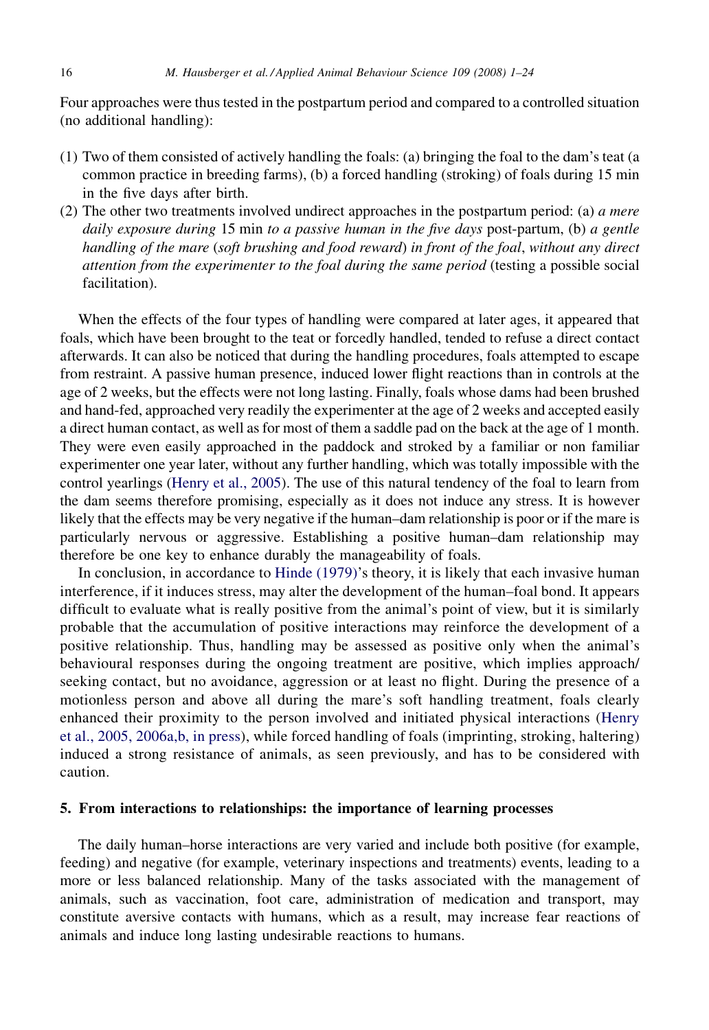Four approaches were thus tested in the postpartum period and compared to a controlled situation (no additional handling):

(1) Two of them consisted of actively handling the foals: (a) bringing the foal to the dam's teat (a common practice in breeding farms), (b) a forced handling (stroking) of foals during 15 min in the five days after birth.
(2) The other two treatments involved undirect approaches in the postpartum period: (a) *a mere daily exposure during* 15 min *to a passive human in the five days* post-partum, (b) *a gentle handling of the mare* (*soft brushing and food reward*) *in front of the foal*, *without any direct attention from the experimenter to the foal during the same period* (testing a possible social facilitation).

When the effects of the four types of handling were compared at later ages, it appeared that foals, which have been brought to the teat or forcedly handled, tended to refuse a direct contact afterwards. It can also be noticed that during the handling procedures, foals attempted to escape from restraint. A passive human presence, induced lower flight reactions than in controls at the age of 2 weeks, but the effects were not long lasting. Finally, foals whose dams had been brushed and hand-fed, approached very readily the experimenter at the age of 2 weeks and accepted easily a direct human contact, as well as for most of them a saddle pad on the back at the age of 1 month. They were even easily approached in the paddock and stroked by a familiar or non familiar experimenter one year later, without any further handling, which was totally impossible with the control yearlings (Henry et al., 2005). The use of this natural tendency of the foal to learn from the dam seems therefore promising, especially as it does not induce any stress. It is however likely that the effects may be very negative if the human–dam relationship is poor or if the mare is particularly nervous or aggressive. Establishing a positive human–dam relationship may therefore be one key to enhance durably the manageability of foals.

In conclusion, in accordance to Hinde (1979)'s theory, it is likely that each invasive human interference, if it induces stress, may alter the development of the human–foal bond. It appears difficult to evaluate what is really positive from the animal's point of view, but it is similarly probable that the accumulation of positive interactions may reinforce the development of a positive relationship. Thus, handling may be assessed as positive only when the animal's behavioural responses during the ongoing treatment are positive, which implies approach/seeking contact, but no avoidance, aggression or at least no flight. During the presence of a motionless person and above all during the mare's soft handling treatment, foals clearly enhanced their proximity to the person involved and initiated physical interactions (Henry et al., 2005, 2006a,b, in press), while forced handling of foals (imprinting, stroking, haltering) induced a strong resistance of animals, as seen previously, and has to be considered with caution.

## 5. From interactions to relationships: the importance of learning processes

The daily human–horse interactions are very varied and include both positive (for example, feeding) and negative (for example, veterinary inspections and treatments) events, leading to a more or less balanced relationship. Many of the tasks associated with the management of animals, such as vaccination, foot care, administration of medication and transport, may constitute aversive contacts with humans, which as a result, may increase fear reactions of animals and induce long lasting undesirable reactions to humans.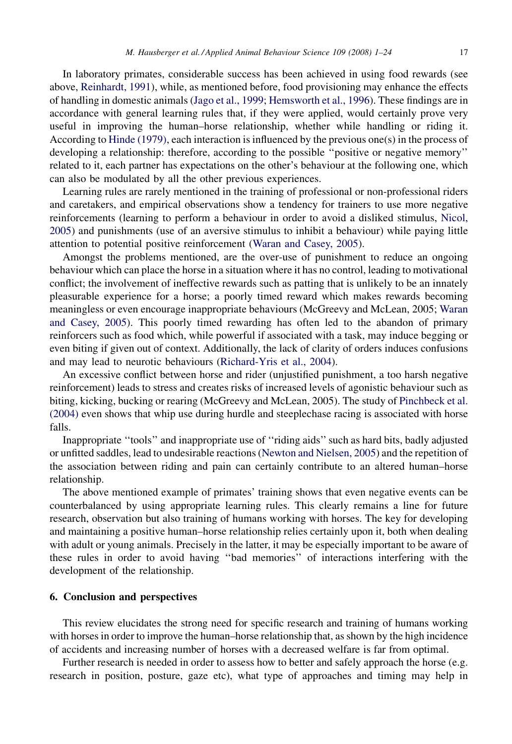In laboratory primates, considerable success has been achieved in using food rewards (see above, Reinhardt, 1991), while, as mentioned before, food provisioning may enhance the effects of handling in domestic animals (Jago et al., 1999; Hemsworth et al., 1996). These findings are in accordance with general learning rules that, if they were applied, would certainly prove very useful in improving the human–horse relationship, whether while handling or riding it. According to Hinde (1979), each interaction is influenced by the previous one(s) in the process of developing a relationship: therefore, according to the possible ''positive or negative memory'' related to it, each partner has expectations on the other's behaviour at the following one, which can also be modulated by all the other previous experiences.

Learning rules are rarely mentioned in the training of professional or non-professional riders and caretakers, and empirical observations show a tendency for trainers to use more negative reinforcements (learning to perform a behaviour in order to avoid a disliked stimulus, Nicol, 2005) and punishments (use of an aversive stimulus to inhibit a behaviour) while paying little attention to potential positive reinforcement (Waran and Casey, 2005).

Amongst the problems mentioned, are the over-use of punishment to reduce an ongoing behaviour which can place the horse in a situation where it has no control, leading to motivational conflict; the involvement of ineffective rewards such as patting that is unlikely to be an innately pleasurable experience for a horse; a poorly timed reward which makes rewards becoming meaningless or even encourage inappropriate behaviours (McGreevy and McLean, 2005; Waran and Casey, 2005). This poorly timed rewarding has often led to the abandon of primary reinforcers such as food which, while powerful if associated with a task, may induce begging or even biting if given out of context. Additionally, the lack of clarity of orders induces confusions and may lead to neurotic behaviours (Richard-Yris et al., 2004).

An excessive conflict between horse and rider (unjustified punishment, a too harsh negative reinforcement) leads to stress and creates risks of increased levels of agonistic behaviour such as biting, kicking, bucking or rearing (McGreevy and McLean, 2005). The study of Pinchbeck et al. (2004) even shows that whip use during hurdle and steeplechase racing is associated with horse falls.

Inappropriate ''tools'' and inappropriate use of ''riding aids'' such as hard bits, badly adjusted or unfitted saddles, lead to undesirable reactions (Newton and Nielsen, 2005) and the repetition of the association between riding and pain can certainly contribute to an altered human–horse relationship.

The above mentioned example of primates' training shows that even negative events can be counterbalanced by using appropriate learning rules. This clearly remains a line for future research, observation but also training of humans working with horses. The key for developing and maintaining a positive human–horse relationship relies certainly upon it, both when dealing with adult or young animals. Precisely in the latter, it may be especially important to be aware of these rules in order to avoid having ''bad memories'' of interactions interfering with the development of the relationship.

## 6. Conclusion and perspectives

This review elucidates the strong need for specific research and training of humans working with horses in order to improve the human–horse relationship that, as shown by the high incidence of accidents and increasing number of horses with a decreased welfare is far from optimal.

Further research is needed in order to assess how to better and safely approach the horse (e.g. research in position, posture, gaze etc), what type of approaches and timing may help in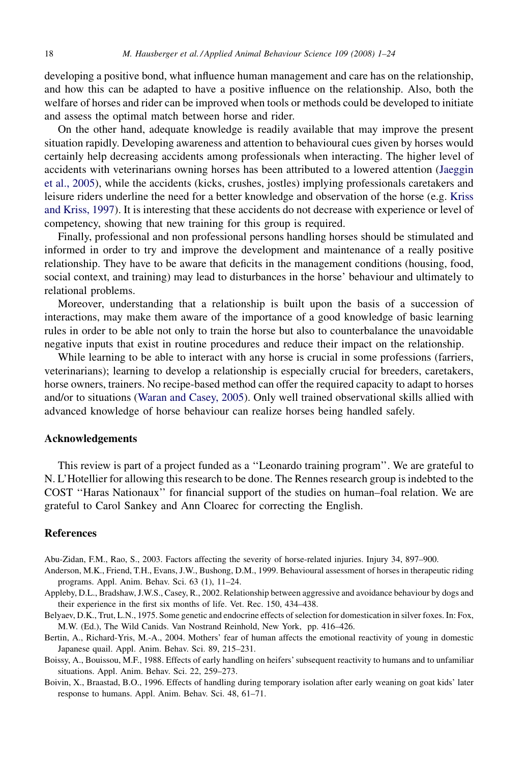developing a positive bond, what influence human management and care has on the relationship, and how this can be adapted to have a positive influence on the relationship. Also, both the welfare of horses and rider can be improved when tools or methods could be developed to initiate and assess the optimal match between horse and rider.

On the other hand, adequate knowledge is readily available that may improve the present situation rapidly. Developing awareness and attention to behavioural cues given by horses would certainly help decreasing accidents among professionals when interacting. The higher level of accidents with veterinarians owning horses has been attributed to a lowered attention (Jaeggin et al., 2005), while the accidents (kicks, crushes, jostles) implying professionals caretakers and leisure riders underline the need for a better knowledge and observation of the horse (e.g. Kriss and Kriss, 1997). It is interesting that these accidents do not decrease with experience or level of competency, showing that new training for this group is required.

Finally, professional and non professional persons handling horses should be stimulated and informed in order to try and improve the development and maintenance of a really positive relationship. They have to be aware that deficits in the management conditions (housing, food, social context, and training) may lead to disturbances in the horse' behaviour and ultimately to relational problems.

Moreover, understanding that a relationship is built upon the basis of a succession of interactions, may make them aware of the importance of a good knowledge of basic learning rules in order to be able not only to train the horse but also to counterbalance the unavoidable negative inputs that exist in routine procedures and reduce their impact on the relationship.

While learning to be able to interact with any horse is crucial in some professions (farriers, veterinarians); learning to develop a relationship is especially crucial for breeders, caretakers, horse owners, trainers. No recipe-based method can offer the required capacity to adapt to horses and/or to situations (Waran and Casey, 2005). Only well trained observational skills allied with advanced knowledge of horse behaviour can realize horses being handled safely.

## Acknowledgements

This review is part of a project funded as a ''Leonardo training program''. We are grateful to N. L'Hotellier for allowing this research to be done. The Rennes research group is indebted to the COST ''Haras Nationaux'' for financial support of the studies on human–foal relation. We are grateful to Carol Sankey and Ann Cloarec for correcting the English.

## References

Abu-Zidan, F.M., Rao, S., 2003. Factors affecting the severity of horse-related injuries. Injury 34, 897–900.

Anderson, M.K., Friend, T.H., Evans, J.W., Bushong, D.M., 1999. Behavioural assessment of horses in therapeutic riding programs. Appl. Anim. Behav. Sci. 63 (1), 11–24.

Appleby, D.L., Bradshaw, J.W.S., Casey, R., 2002. Relationship between aggressive and avoidance behaviour by dogs and their experience in the first six months of life. Vet. Rec. 150, 434–438.

Belyaev, D.K., Trut, L.N., 1975. Some genetic and endocrine effects of selection for domestication in silver foxes. In: Fox, M.W. (Ed.), The Wild Canids. Van Nostrand Reinhold, New York, pp. 416–426.

Bertin, A., Richard-Yris, M.-A., 2004. Mothers' fear of human affects the emotional reactivity of young in domestic Japanese quail. Appl. Anim. Behav. Sci. 89, 215–231.

Boissy, A., Bouissou, M.F., 1988. Effects of early handling on heifers' subsequent reactivity to humans and to unfamiliar situations. Appl. Anim. Behav. Sci. 22, 259–273.

Boivin, X., Braastad, B.O., 1996. Effects of handling during temporary isolation after early weaning on goat kids' later response to humans. Appl. Anim. Behav. Sci. 48, 61–71.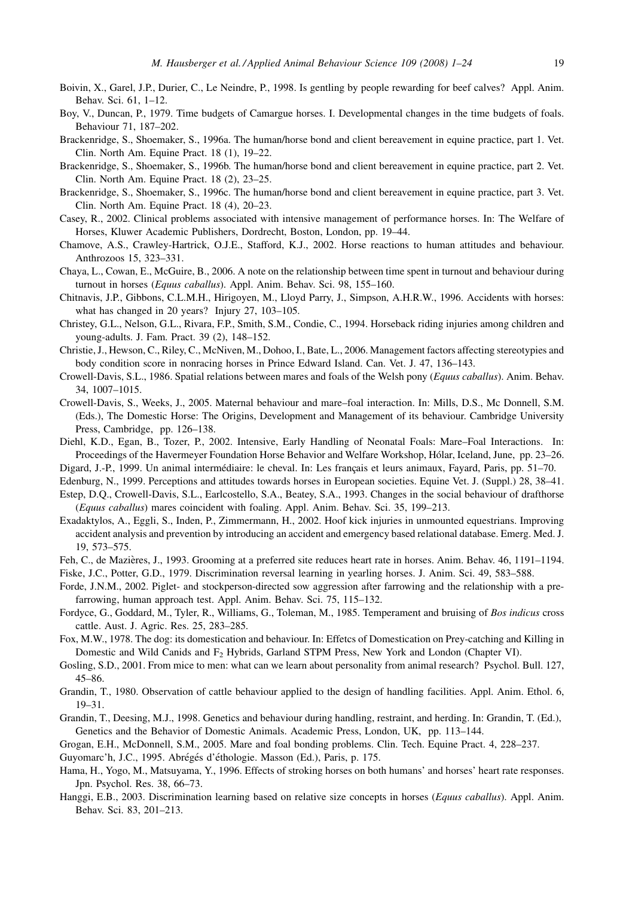Boivin, X., Garel, J.P., Durier, C., Le Neindre, P., 1998. Is gentling by people rewarding for beef calves? Appl. Anim. Behav. Sci. 61, 1–12.

Boy, V., Duncan, P., 1979. Time budgets of Camargue horses. I. Developmental changes in the time budgets of foals. Behaviour 71, 187–202.

Brackenridge, S., Shoemaker, S., 1996a. The human/horse bond and client bereavement in equine practice, part 1. Vet. Clin. North Am. Equine Pract. 18 (1), 19–22.

Brackenridge, S., Shoemaker, S., 1996b. The human/horse bond and client bereavement in equine practice, part 2. Vet. Clin. North Am. Equine Pract. 18 (2), 23–25.

Brackenridge, S., Shoemaker, S., 1996c. The human/horse bond and client bereavement in equine practice, part 3. Vet. Clin. North Am. Equine Pract. 18 (4), 20–23.

Casey, R., 2002. Clinical problems associated with intensive management of performance horses. In: The Welfare of Horses, Kluwer Academic Publishers, Dordrecht, Boston, London, pp. 19–44.

Chamove, A.S., Crawley-Hartrick, O.J.E., Stafford, K.J., 2002. Horse reactions to human attitudes and behaviour. Anthrozoos 15, 323–331.

Chaya, L., Cowan, E., McGuire, B., 2006. A note on the relationship between time spent in turnout and behaviour during turnout in horses (*Equus caballus*). Appl. Anim. Behav. Sci. 98, 155–160.

Chitnavis, J.P., Gibbons, C.L.M.H., Hirigoyen, M., Lloyd Parry, J., Simpson, A.H.R.W., 1996. Accidents with horses: what has changed in 20 years? Injury 27, 103–105.

Christey, G.L., Nelson, G.L., Rivara, F.P., Smith, S.M., Condie, C., 1994. Horseback riding injuries among children and young-adults. J. Fam. Pract. 39 (2), 148–152.

Christie, J., Hewson, C., Riley, C., McNiven, M., Dohoo, I., Bate, L., 2006. Management factors affecting stereotypies and body condition score in nonracing horses in Prince Edward Island. Can. Vet. J. 47, 136–143.

Crowell-Davis, S.L., 1986. Spatial relations between mares and foals of the Welsh pony (*Equus caballus*). Anim. Behav. 34, 1007–1015.

Crowell-Davis, S., Weeks, J., 2005. Maternal behaviour and mare–foal interaction. In: Mills, D.S., Mc Donnell, S.M. (Eds.), The Domestic Horse: The Origins, Development and Management of its behaviour. Cambridge University Press, Cambridge, pp. 126–138.

Diehl, K.D., Egan, B., Tozer, P., 2002. Intensive, Early Handling of Neonatal Foals: Mare–Foal Interactions. In: Proceedings of the Havermeyer Foundation Horse Behavior and Welfare Workshop, Hólar, Iceland, June, pp. 23–26.

Digard, J.-P., 1999. Un animal intermédiaire: le cheval. In: Les français et leurs animaux, Fayard, Paris, pp. 51–70.

Edenburg, N., 1999. Perceptions and attitudes towards horses in European societies. Equine Vet. J. (Suppl.) 28, 38–41.

Estep, D.Q., Crowell-Davis, S.L., Earlcostello, S.A., Beatey, S.A., 1993. Changes in the social behaviour of drafthorse (*Equus caballus*) mares coincident with foaling. Appl. Anim. Behav. Sci. 35, 199–213.

Exadaktylos, A., Eggli, S., Inden, P., Zimmermann, H., 2002. Hoof kick injuries in unmounted equestrians. Improving accident analysis and prevention by introducing an accident and emergency based relational database. Emerg. Med. J. 19, 573–575.

Feh, C., de Mazières, J., 1993. Grooming at a preferred site reduces heart rate in horses. Anim. Behav. 46, 1191–1194.

Fiske, J.C., Potter, G.D., 1979. Discrimination reversal learning in yearling horses. J. Anim. Sci. 49, 583–588.

Forde, J.N.M., 2002. Piglet- and stockperson-directed sow aggression after farrowing and the relationship with a pre-farrowing, human approach test. Appl. Anim. Behav. Sci. 75, 115–132.

Fordyce, G., Goddard, M., Tyler, R., Williams, G., Toleman, M., 1985. Temperament and bruising of *Bos indicus* cross cattle. Aust. J. Agric. Res. 25, 283–285.

Fox, M.W., 1978. The dog: its domestication and behaviour. In: Effetcs of Domestication on Prey-catching and Killing in Domestic and Wild Canids and $F_2$ Hybrids, Garland STPM Press, New York and London (Chapter VI).

Gosling, S.D., 2001. From mice to men: what can we learn about personality from animal research? Psychol. Bull. 127, 45–86.

Grandin, T., 1980. Observation of cattle behaviour applied to the design of handling facilities. Appl. Anim. Ethol. 6, 19–31.

Grandin, T., Deesing, M.J., 1998. Genetics and behaviour during handling, restraint, and herding. In: Grandin, T. (Ed.), Genetics and the Behavior of Domestic Animals. Academic Press, London, UK, pp. 113–144.

Grogan, E.H., McDonnell, S.M., 2005. Mare and foal bonding problems. Clin. Tech. Equine Pract. 4, 228–237.

Guyomarc'h, J.C., 1995. Abrégés d'éthologie. Masson (Ed.), Paris, p. 175.

Hama, H., Yogo, M., Matsuyama, Y., 1996. Effects of stroking horses on both humans' and horses' heart rate responses. Jpn. Psychol. Res. 38, 66–73.

Hanggi, E.B., 2003. Discrimination learning based on relative size concepts in horses (*Equus caballus*). Appl. Anim. Behav. Sci. 83, 201–213.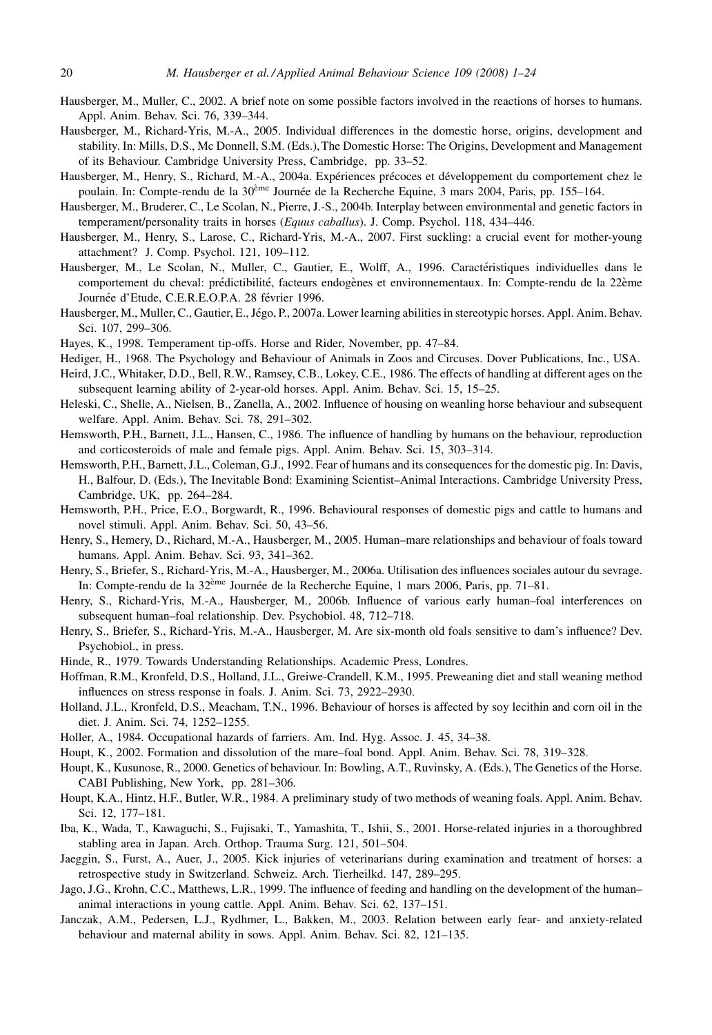Hausberger, M., Muller, C., 2002. A brief note on some possible factors involved in the reactions of horses to humans. Appl. Anim. Behav. Sci. 76, 339–344.

Hausberger, M., Richard-Yris, M.-A., 2005. Individual differences in the domestic horse, origins, development and stability. In: Mills, D.S., Mc Donnell, S.M. (Eds.), The Domestic Horse: The Origins, Development and Management of its Behaviour. Cambridge University Press, Cambridge, pp. 33–52.

Hausberger, M., Henry, S., Richard, M.-A., 2004a. Expériences précoces et développement du comportement chez le poulain. In: Compte-rendu de la 30ème Journée de la Recherche Equine, 3 mars 2004, Paris, pp. 155–164.

Hausberger, M., Bruderer, C., Le Scolan, N., Pierre, J.-S., 2004b. Interplay between environmental and genetic factors in temperament/personality traits in horses (*Equus caballus*). J. Comp. Psychol. 118, 434–446.

Hausberger, M., Henry, S., Larose, C., Richard-Yris, M.-A., 2007. First suckling: a crucial event for mother-young attachment? J. Comp. Psychol. 121, 109–112.

Hausberger, M., Le Scolan, N., Muller, C., Gautier, E., Wolff, A., 1996. Caractéristiques individuelles dans le comportement du cheval: prédictibilité, facteurs endogènes et environnementaux. In: Compte-rendu de la 22ème Journée d'Etude, C.E.R.E.O.P.A. 28 février 1996.

Hausberger, M., Muller, C., Gautier, E., Jégo, P., 2007a. Lower learning abilities in stereotypic horses. Appl. Anim. Behav. Sci. 107, 299–306.

Hayes, K., 1998. Temperament tip-offs. Horse and Rider, November, pp. 47–84.

Hediger, H., 1968. The Psychology and Behaviour of Animals in Zoos and Circuses. Dover Publications, Inc., USA.

Heird, J.C., Whitaker, D.D., Bell, R.W., Ramsey, C.B., Lokey, C.E., 1986. The effects of handling at different ages on the subsequent learning ability of 2-year-old horses. Appl. Anim. Behav. Sci. 15, 15–25.

Heleski, C., Shelle, A., Nielsen, B., Zanella, A., 2002. Influence of housing on weanling horse behaviour and subsequent welfare. Appl. Anim. Behav. Sci. 78, 291–302.

Hemsworth, P.H., Barnett, J.L., Hansen, C., 1986. The influence of handling by humans on the behaviour, reproduction and corticosteroids of male and female pigs. Appl. Anim. Behav. Sci. 15, 303–314.

Hemsworth, P.H., Barnett, J.L., Coleman, G.J., 1992. Fear of humans and its consequences for the domestic pig. In: Davis, H., Balfour, D. (Eds.), The Inevitable Bond: Examining Scientist–Animal Interactions. Cambridge University Press, Cambridge, UK, pp. 264–284.

Hemsworth, P.H., Price, E.O., Borgwardt, R., 1996. Behavioural responses of domestic pigs and cattle to humans and novel stimuli. Appl. Anim. Behav. Sci. 50, 43–56.

Henry, S., Hemery, D., Richard, M.-A., Hausberger, M., 2005. Human–mare relationships and behaviour of foals toward humans. Appl. Anim. Behav. Sci. 93, 341–362.

Henry, S., Briefer, S., Richard-Yris, M.-A., Hausberger, M., 2006a. Utilisation des influences sociales autour du sevrage. In: Compte-rendu de la 32ème Journée de la Recherche Equine, 1 mars 2006, Paris, pp. 71–81.

Henry, S., Richard-Yris, M.-A., Hausberger, M., 2006b. Influence of various early human–foal interferences on subsequent human–foal relationship. Dev. Psychobiol. 48, 712–718.

Henry, S., Briefer, S., Richard-Yris, M.-A., Hausberger, M. Are six-month old foals sensitive to dam's influence? Dev. Psychobiol., in press.

Hinde, R., 1979. Towards Understanding Relationships. Academic Press, Londres.

Hoffman, R.M., Kronfeld, D.S., Holland, J.L., Greiwe-Crandell, K.M., 1995. Preweaning diet and stall weaning method influences on stress response in foals. J. Anim. Sci. 73, 2922–2930.

Holland, J.L., Kronfeld, D.S., Meacham, T.N., 1996. Behaviour of horses is affected by soy lecithin and corn oil in the diet. J. Anim. Sci. 74, 1252–1255.

Holler, A., 1984. Occupational hazards of farriers. Am. Ind. Hyg. Assoc. J. 45, 34–38.

Houpt, K., 2002. Formation and dissolution of the mare–foal bond. Appl. Anim. Behav. Sci. 78, 319–328.

Houpt, K., Kusunose, R., 2000. Genetics of behaviour. In: Bowling, A.T., Ruvinsky, A. (Eds.), The Genetics of the Horse. CABI Publishing, New York, pp. 281–306.

Houpt, K.A., Hintz, H.F., Butler, W.R., 1984. A preliminary study of two methods of weaning foals. Appl. Anim. Behav. Sci. 12, 177–181.

Iba, K., Wada, T., Kawaguchi, S., Fujisaki, T., Yamashita, T., Ishii, S., 2001. Horse-related injuries in a thoroughbred stabling area in Japan. Arch. Orthop. Trauma Surg. 121, 501–504.

Jaeggin, S., Furst, A., Auer, J., 2005. Kick injuries of veterinarians during examination and treatment of horses: a retrospective study in Switzerland. Schweiz. Arch. Tierheilkd. 147, 289–295.

Jago, J.G., Krohn, C.C., Matthews, L.R., 1999. The influence of feeding and handling on the development of the human–animal interactions in young cattle. Appl. Anim. Behav. Sci. 62, 137–151.

Janczak, A.M., Pedersen, L.J., Rydhmer, L., Bakken, M., 2003. Relation between early fear- and anxiety-related behaviour and maternal ability in sows. Appl. Anim. Behav. Sci. 82, 121–135.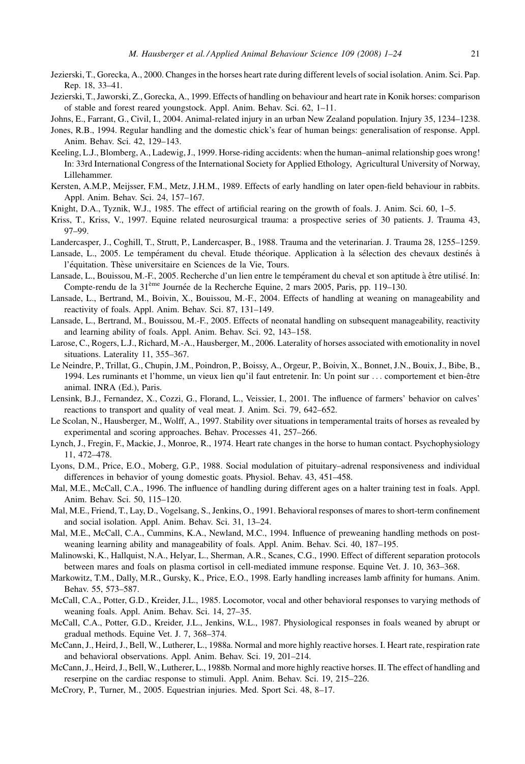Jezierski, T., Gorecka, A., 2000. Changes in the horses heart rate during different levels of social isolation. Anim. Sci. Pap. Rep. 18, 33–41.

Jezierski, T., Jaworski, Z., Gorecka, A., 1999. Effects of handling on behaviour and heart rate in Konik horses: comparison of stable and forest reared youngstock. Appl. Anim. Behav. Sci. 62, 1–11.

Johns, E., Farrant, G., Civil, I., 2004. Animal-related injury in an urban New Zealand population. Injury 35, 1234–1238.

Jones, R.B., 1994. Regular handling and the domestic chick's fear of human beings: generalisation of response. Appl. Anim. Behav. Sci. 42, 129–143.

Keeling, L.J., Blomberg, A., Ladewig, J., 1999. Horse-riding accidents: when the human–animal relationship goes wrong! In: 33rd International Congress of the International Society for Applied Ethology, Agricultural University of Norway, Lillehammer.

Kersten, A.M.P., Meijsser, F.M., Metz, J.H.M., 1989. Effects of early handling on later open-field behaviour in rabbits. Appl. Anim. Behav. Sci. 24, 157–167.

Knight, D.A., Tyznik, W.J., 1985. The effect of artificial rearing on the growth of foals. J. Anim. Sci. 60, 1–5.

Kriss, T., Kriss, V., 1997. Equine related neurosurgical trauma: a prospective series of 30 patients. J. Trauma 43, 97–99.

Landercasper, J., Coghill, T., Strutt, P., Landercasper, B., 1988. Trauma and the veterinarian. J. Trauma 28, 1255–1259.

Lansade, L., 2005. Le tempérament du cheval. Etude théorique. Application à la sélection des chevaux destinés à l'équitation. Thèse universitaire en Sciences de la Vie, Tours.

Lansade, L., Bouissou, M.-F., 2005. Recherche d'un lien entre le tempérament du cheval et son aptitude à être utilisé. In: Compte-rendu de la 31ème Journée de la Recherche Equine, 2 mars 2005, Paris, pp. 119–130.

Lansade, L., Bertrand, M., Boivin, X., Bouissou, M.-F., 2004. Effects of handling at weaning on manageability and reactivity of foals. Appl. Anim. Behav. Sci. 87, 131–149.

Lansade, L., Bertrand, M., Bouissou, M.-F., 2005. Effects of neonatal handling on subsequent manageability, reactivity and learning ability of foals. Appl. Anim. Behav. Sci. 92, 143–158.

Larose, C., Rogers, L.J., Richard, M.-A., Hausberger, M., 2006. Laterality of horses associated with emotionality in novel situations. Laterality 11, 355–367.

Le Neindre, P., Trillat, G., Chupin, J.M., Poindron, P., Boissy, A., Orgeur, P., Boivin, X., Bonnet, J.N., Bouix, J., Bibe, B., 1994. Les ruminants et l'homme, un vieux lien qu'il faut entretenir. In: Un point sur . . . comportement et bien-être animal. INRA (Ed.), Paris.

Lensink, B.J., Fernandez, X., Cozzi, G., Florand, L., Veissier, I., 2001. The influence of farmers' behavior on calves' reactions to transport and quality of veal meat. J. Anim. Sci. 79, 642–652.

Le Scolan, N., Hausberger, M., Wolff, A., 1997. Stability over situations in temperamental traits of horses as revealed by experimental and scoring approaches. Behav. Processes 41, 257–266.

Lynch, J., Fregin, F., Mackie, J., Monroe, R., 1974. Heart rate changes in the horse to human contact. Psychophysiology 11, 472–478.

Lyons, D.M., Price, E.O., Moberg, G.P., 1988. Social modulation of pituitary–adrenal responsiveness and individual differences in behavior of young domestic goats. Physiol. Behav. 43, 451–458.

Mal, M.E., McCall, C.A., 1996. The influence of handling during different ages on a halter training test in foals. Appl. Anim. Behav. Sci. 50, 115–120.

Mal, M.E., Friend, T., Lay, D., Vogelsang, S., Jenkins, O., 1991. Behavioral responses of mares to short-term confinement and social isolation. Appl. Anim. Behav. Sci. 31, 13–24.

Mal, M.E., McCall, C.A., Cummins, K.A., Newland, M.C., 1994. Influence of preweaning handling methods on post-weaning learning ability and manageability of foals. Appl. Anim. Behav. Sci. 40, 187–195.

Malinowski, K., Hallquist, N.A., Helyar, L., Sherman, A.R., Scanes, C.G., 1990. Effect of different separation protocols between mares and foals on plasma cortisol in cell-mediated immune response. Equine Vet. J. 10, 363–368.

Markowitz, T.M., Dally, M.R., Gursky, K., Price, E.O., 1998. Early handling increases lamb affinity for humans. Anim. Behav. 55, 573–587.

McCall, C.A., Potter, G.D., Kreider, J.L., 1985. Locomotor, vocal and other behavioral responses to varying methods of weaning foals. Appl. Anim. Behav. Sci. 14, 27–35.

McCall, C.A., Potter, G.D., Kreider, J.L., Jenkins, W.L., 1987. Physiological responses in foals weaned by abrupt or gradual methods. Equine Vet. J. 7, 368–374.

McCann, J., Heird, J., Bell, W., Lutherer, L., 1988a. Normal and more highly reactive horses. I. Heart rate, respiration rate and behavioral observations. Appl. Anim. Behav. Sci. 19, 201–214.

McCann, J., Heird, J., Bell, W., Lutherer, L., 1988b. Normal and more highly reactive horses. II. The effect of handling and reserpine on the cardiac response to stimuli. Appl. Anim. Behav. Sci. 19, 215–226.

McCrory, P., Turner, M., 2005. Equestrian injuries. Med. Sport Sci. 48, 8–17.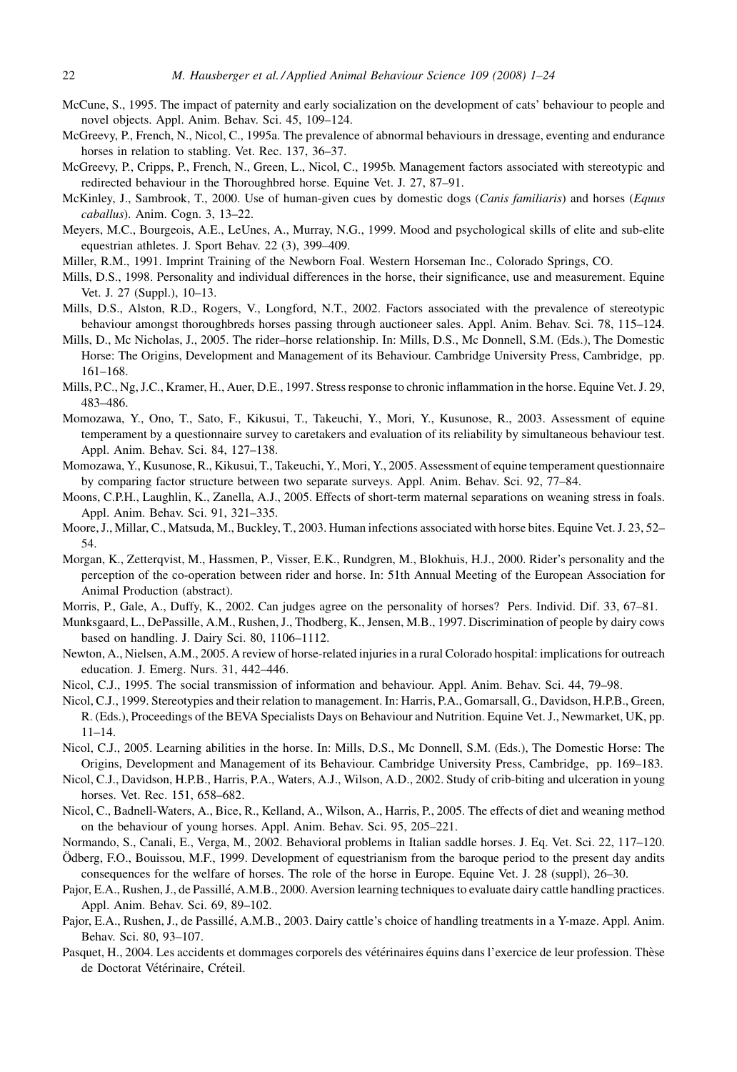McCune, S., 1995. The impact of paternity and early socialization on the development of cats' behaviour to people and novel objects. Appl. Anim. Behav. Sci. 45, 109–124.

McGreevy, P., French, N., Nicol, C., 1995a. The prevalence of abnormal behaviours in dressage, eventing and endurance horses in relation to stabling. Vet. Rec. 137, 36–37.

McGreevy, P., Cripps, P., French, N., Green, L., Nicol, C., 1995b. Management factors associated with stereotypic and redirected behaviour in the Thoroughbred horse. Equine Vet. J. 27, 87–91.

McKinley, J., Sambrook, T., 2000. Use of human-given cues by domestic dogs (*Canis familiaris*) and horses (*Equus caballus*). Anim. Cogn. 3, 13–22.

Meyers, M.C., Bourgeois, A.E., LeUnes, A., Murray, N.G., 1999. Mood and psychological skills of elite and sub-elite equestrian athletes. J. Sport Behav. 22 (3), 399–409.

Miller, R.M., 1991. Imprint Training of the Newborn Foal. Western Horseman Inc., Colorado Springs, CO.

Mills, D.S., 1998. Personality and individual differences in the horse, their significance, use and measurement. Equine Vet. J. 27 (Suppl.), 10–13.

Mills, D.S., Alston, R.D., Rogers, V., Longford, N.T., 2002. Factors associated with the prevalence of stereotypic behaviour amongst thoroughbreds horses passing through auctioneer sales. Appl. Anim. Behav. Sci. 78, 115–124.

Mills, D., Mc Nicholas, J., 2005. The rider–horse relationship. In: Mills, D.S., Mc Donnell, S.M. (Eds.), The Domestic Horse: The Origins, Development and Management of its Behaviour. Cambridge University Press, Cambridge, pp. 161–168.

Mills, P.C., Ng, J.C., Kramer, H., Auer, D.E., 1997. Stress response to chronic inflammation in the horse. Equine Vet. J. 29, 483–486.

Momozawa, Y., Ono, T., Sato, F., Kikusui, T., Takeuchi, Y., Mori, Y., Kusunose, R., 2003. Assessment of equine temperament by a questionnaire survey to caretakers and evaluation of its reliability by simultaneous behaviour test. Appl. Anim. Behav. Sci. 84, 127–138.

Momozawa, Y., Kusunose, R., Kikusui, T., Takeuchi, Y., Mori, Y., 2005. Assessment of equine temperament questionnaire by comparing factor structure between two separate surveys. Appl. Anim. Behav. Sci. 92, 77–84.

Moons, C.P.H., Laughlin, K., Zanella, A.J., 2005. Effects of short-term maternal separations on weaning stress in foals. Appl. Anim. Behav. Sci. 91, 321–335.

Moore, J., Millar, C., Matsuda, M., Buckley, T., 2003. Human infections associated with horse bites. Equine Vet. J. 23, 52–54.

Morgan, K., Zetterqvist, M., Hassmen, P., Visser, E.K., Rundgren, M., Blokhuis, H.J., 2000. Rider's personality and the perception of the co-operation between rider and horse. In: 51th Annual Meeting of the European Association for Animal Production (abstract).

Morris, P., Gale, A., Duffy, K., 2002. Can judges agree on the personality of horses? Pers. Individ. Dif. 33, 67–81.

Munksgaard, L., DePassille, A.M., Rushen, J., Thodberg, K., Jensen, M.B., 1997. Discrimination of people by dairy cows based on handling. J. Dairy Sci. 80, 1106–1112.

Newton, A., Nielsen, A.M., 2005. A review of horse-related injuries in a rural Colorado hospital: implications for outreach education. J. Emerg. Nurs. 31, 442–446.

Nicol, C.J., 1995. The social transmission of information and behaviour. Appl. Anim. Behav. Sci. 44, 79–98.

Nicol, C.J., 1999. Stereotypies and their relation to management. In: Harris, P.A., Gomarsall, G., Davidson, H.P.B., Green, R. (Eds.), Proceedings of the BEVA Specialists Days on Behaviour and Nutrition. Equine Vet. J., Newmarket, UK, pp. 11–14.

Nicol, C.J., 2005. Learning abilities in the horse. In: Mills, D.S., Mc Donnell, S.M. (Eds.), The Domestic Horse: The Origins, Development and Management of its Behaviour. Cambridge University Press, Cambridge, pp. 169–183.

Nicol, C.J., Davidson, H.P.B., Harris, P.A., Waters, A.J., Wilson, A.D., 2002. Study of crib-biting and ulceration in young horses. Vet. Rec. 151, 658–682.

Nicol, C., Badnell-Waters, A., Bice, R., Kelland, A., Wilson, A., Harris, P., 2005. The effects of diet and weaning method on the behaviour of young horses. Appl. Anim. Behav. Sci. 95, 205–221.

Normando, S., Canali, E., Verga, M., 2002. Behavioral problems in Italian saddle horses. J. Eq. Vet. Sci. 22, 117–120.

Ödberg, F.O., Bouissou, M.F., 1999. Development of equestrianism from the baroque period to the present day andits consequences for the welfare of horses. The role of the horse in Europe. Equine Vet. J. 28 (suppl), 26–30.

Pajor, E.A., Rushen, J., de Passillé, A.M.B., 2000. Aversion learning techniques to evaluate dairy cattle handling practices. Appl. Anim. Behav. Sci. 69, 89–102.

Pajor, E.A., Rushen, J., de Passillé, A.M.B., 2003. Dairy cattle's choice of handling treatments in a Y-maze. Appl. Anim. Behav. Sci. 80, 93–107.

Pasquet, H., 2004. Les accidents et dommages corporels des vétérinaires équins dans l'exercice de leur profession. Thèse de Doctorat Vétérinaire, Créteil.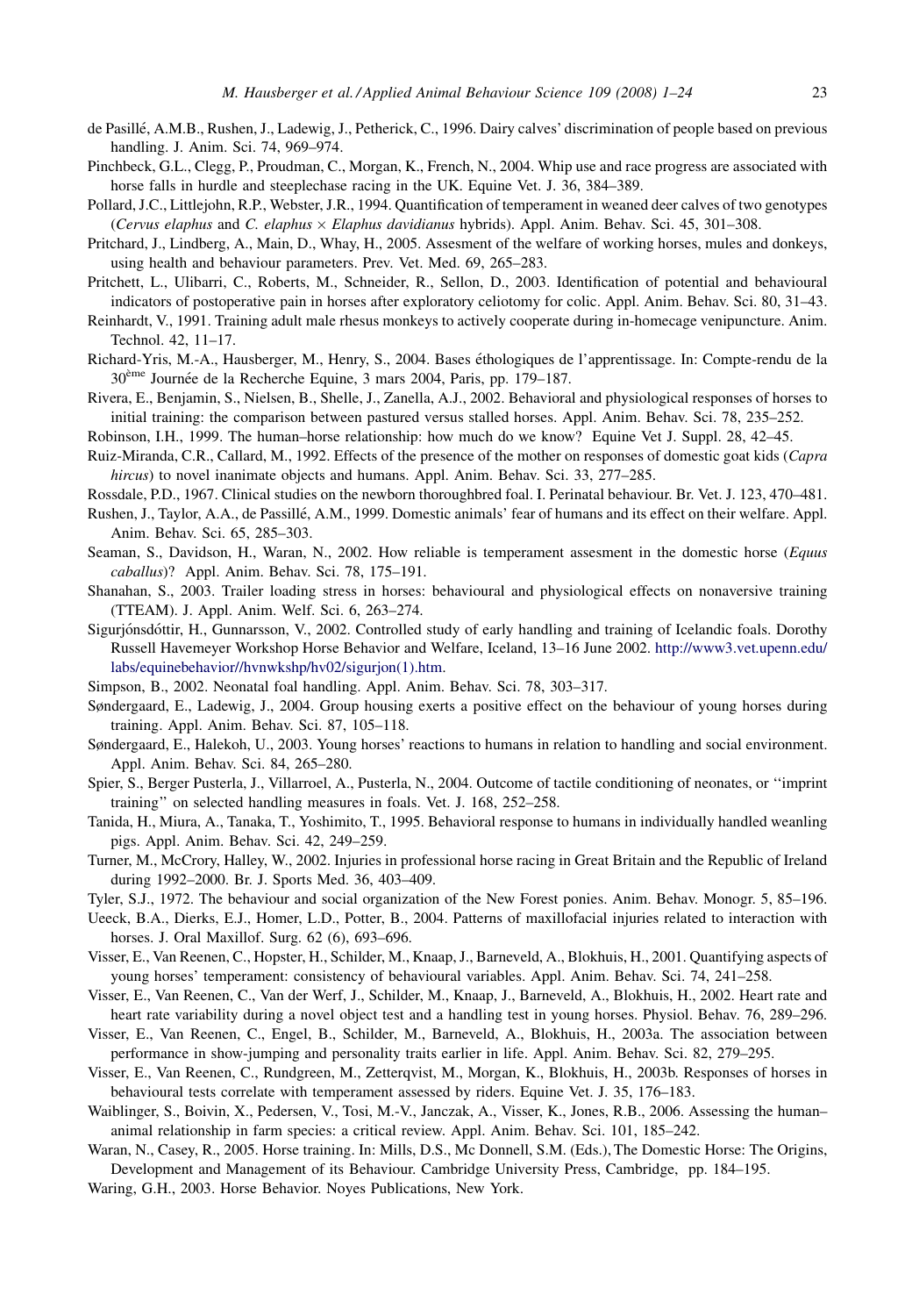de Passillé, A.M.B., Rushen, J., Ladewig, J., Petherick, C., 1996. Dairy calves' discrimination of people based on previous handling. J. Anim. Sci. 74, 969–974.

Pinchbeck, G.L., Clegg, P., Proudman, C., Morgan, K., French, N., 2004. Whip use and race progress are associated with horse falls in hurdle and steeplechase racing in the UK. Equine Vet. J. 36, 384–389.

Pollard, J.C., Littlejohn, R.P., Webster, J.R., 1994. Quantification of temperament in weaned deer calves of two genotypes (*Cervus elaphus* and *C. elaphus* × *Elaphus davidianus* hybrids). Appl. Anim. Behav. Sci. 45, 301–308.

Pritchard, J., Lindberg, A., Main, D., Whay, H., 2005. Assesment of the welfare of working horses, mules and donkeys, using health and behaviour parameters. Prev. Vet. Med. 69, 265–283.

Pritchett, L., Ulibarri, C., Roberts, M., Schneider, R., Sellon, D., 2003. Identification of potential and behavioural indicators of postoperative pain in horses after exploratory celiotomy for colic. Appl. Anim. Behav. Sci. 80, 31–43.

Reinhardt, V., 1991. Training adult male rhesus monkeys to actively cooperate during in-homecage venipuncture. Anim. Technol. 42, 11–17.

Richard-Yris, M.-A., Hausberger, M., Henry, S., 2004. Bases éthologiques de l'apprentissage. In: Compte-rendu de la 30[ème] Journée de la Recherche Equine, 3 mars 2004, Paris, pp. 179–187.

Rivera, E., Benjamin, S., Nielsen, B., Shelle, J., Zanella, A.J., 2002. Behavioral and physiological responses of horses to initial training: the comparison between pastured versus stalled horses. Appl. Anim. Behav. Sci. 78, 235–252.

Robinson, I.H., 1999. The human–horse relationship: how much do we know? Equine Vet J. Suppl. 28, 42–45.

Ruiz-Miranda, C.R., Callard, M., 1992. Effects of the presence of the mother on responses of domestic goat kids (*Capra hircus*) to novel inanimate objects and humans. Appl. Anim. Behav. Sci. 33, 277–285.

Rossdale, P.D., 1967. Clinical studies on the newborn thoroughbred foal. I. Perinatal behaviour. Br. Vet. J. 123, 470–481.

Rushen, J., Taylor, A.A., de Passillé, A.M., 1999. Domestic animals' fear of humans and its effect on their welfare. Appl. Anim. Behav. Sci. 65, 285–303.

Seaman, S., Davidson, H., Waran, N., 2002. How reliable is temperament assesment in the domestic horse (*Equus caballus*)? Appl. Anim. Behav. Sci. 78, 175–191.

Shanahan, S., 2003. Trailer loading stress in horses: behavioural and physiological effects on nonaversive training (TTEAM). J. Appl. Anim. Welf. Sci. 6, 263–274.

Sigurjónsdóttir, H., Gunnarsson, V., 2002. Controlled study of early handling and training of Icelandic foals. Dorothy Russell Havemeyer Workshop Horse Behavior and Welfare, Iceland, 13–16 June 2002. http://www3.vet.upenn.edu/labs/equinebehavior//hvnwkshp/hv02/sigurjon(1).htm.

Simpson, B., 2002. Neonatal foal handling. Appl. Anim. Behav. Sci. 78, 303–317.

Søndergaard, E., Ladewig, J., 2004. Group housing exerts a positive effect on the behaviour of young horses during training. Appl. Anim. Behav. Sci. 87, 105–118.

Søndergaard, E., Halekoh, U., 2003. Young horses' reactions to humans in relation to handling and social environment. Appl. Anim. Behav. Sci. 84, 265–280.

Spier, S., Berger Pusterla, J., Villarroel, A., Pusterla, N., 2004. Outcome of tactile conditioning of neonates, or ''imprint training'' on selected handling measures in foals. Vet. J. 168, 252–258.

Tanida, H., Miura, A., Tanaka, T., Yoshimito, T., 1995. Behavioral response to humans in individually handled weanling pigs. Appl. Anim. Behav. Sci. 42, 249–259.

Turner, M., McCrory, Halley, W., 2002. Injuries in professional horse racing in Great Britain and the Republic of Ireland during 1992–2000. Br. J. Sports Med. 36, 403–409.

Tyler, S.J., 1972. The behaviour and social organization of the New Forest ponies. Anim. Behav. Monogr. 5, 85–196.

Ueeck, B.A., Dierks, E.J., Homer, L.D., Potter, B., 2004. Patterns of maxillofacial injuries related to interaction with horses. J. Oral Maxillof. Surg. 62 (6), 693–696.

Visser, E., Van Reenen, C., Hopster, H., Schilder, M., Knaap, J., Barneveld, A., Blokhuis, H., 2001. Quantifying aspects of young horses' temperament: consistency of behavioural variables. Appl. Anim. Behav. Sci. 74, 241–258.

Visser, E., Van Reenen, C., Van der Werf, J., Schilder, M., Knaap, J., Barneveld, A., Blokhuis, H., 2002. Heart rate and heart rate variability during a novel object test and a handling test in young horses. Physiol. Behav. 76, 289–296.

Visser, E., Van Reenen, C., Engel, B., Schilder, M., Barneveld, A., Blokhuis, H., 2003a. The association between performance in show-jumping and personality traits earlier in life. Appl. Anim. Behav. Sci. 82, 279–295.

Visser, E., Van Reenen, C., Rundgreen, M., Zetterqvist, M., Morgan, K., Blokhuis, H., 2003b. Responses of horses in behavioural tests correlate with temperament assessed by riders. Equine Vet. J. 35, 176–183.

Waiblinger, S., Boivin, X., Pedersen, V., Tosi, M.-V., Janczak, A., Visser, K., Jones, R.B., 2006. Assessing the human–animal relationship in farm species: a critical review. Appl. Anim. Behav. Sci. 101, 185–242.

Waran, N., Casey, R., 2005. Horse training. In: Mills, D.S., Mc Donnell, S.M. (Eds.), The Domestic Horse: The Origins, Development and Management of its Behaviour. Cambridge University Press, Cambridge, pp. 184–195.

Waring, G.H., 2003. Horse Behavior. Noyes Publications, New York.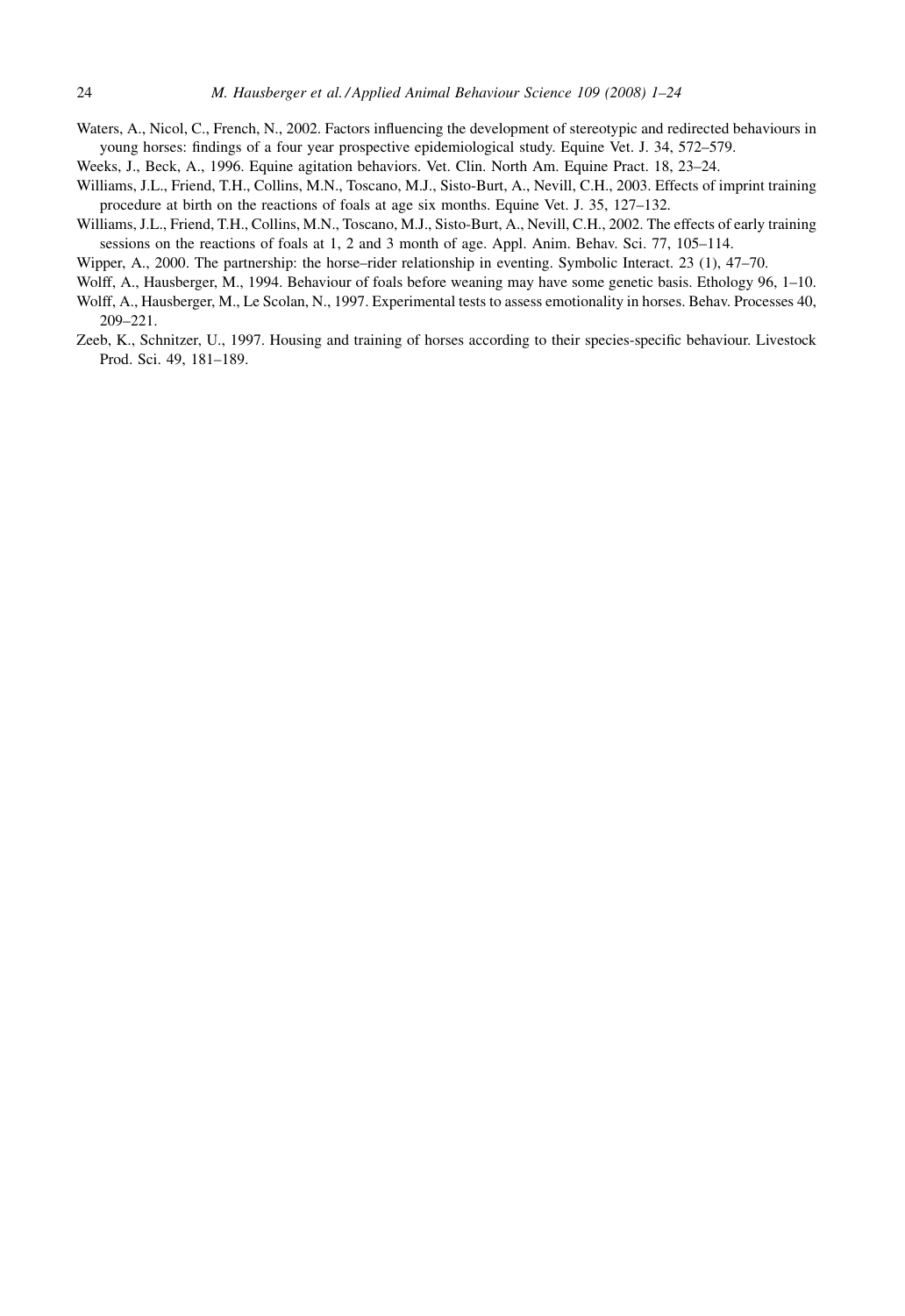Waters, A., Nicol, C., French, N., 2002. Factors influencing the development of stereotypic and redirected behaviours in young horses: findings of a four year prospective epidemiological study. Equine Vet. J. 34, 572–579.

Weeks, J., Beck, A., 1996. Equine agitation behaviors. Vet. Clin. North Am. Equine Pract. 18, 23–24.

Williams, J.L., Friend, T.H., Collins, M.N., Toscano, M.J., Sisto-Burt, A., Nevill, C.H., 2003. Effects of imprint training procedure at birth on the reactions of foals at age six months. Equine Vet. J. 35, 127–132.

Williams, J.L., Friend, T.H., Collins, M.N., Toscano, M.J., Sisto-Burt, A., Nevill, C.H., 2002. The effects of early training sessions on the reactions of foals at 1, 2 and 3 month of age. Appl. Anim. Behav. Sci. 77, 105–114.

Wipper, A., 2000. The partnership: the horse–rider relationship in eventing. Symbolic Interact. 23 (1), 47–70.

Wolff, A., Hausberger, M., 1994. Behaviour of foals before weaning may have some genetic basis. Ethology 96, 1–10.

Wolff, A., Hausberger, M., Le Scolan, N., 1997. Experimental tests to assess emotionality in horses. Behav. Processes 40, 209–221.

Zeeb, K., Schnitzer, U., 1997. Housing and training of horses according to their species-specific behaviour. Livestock Prod. Sci. 49, 181–189.